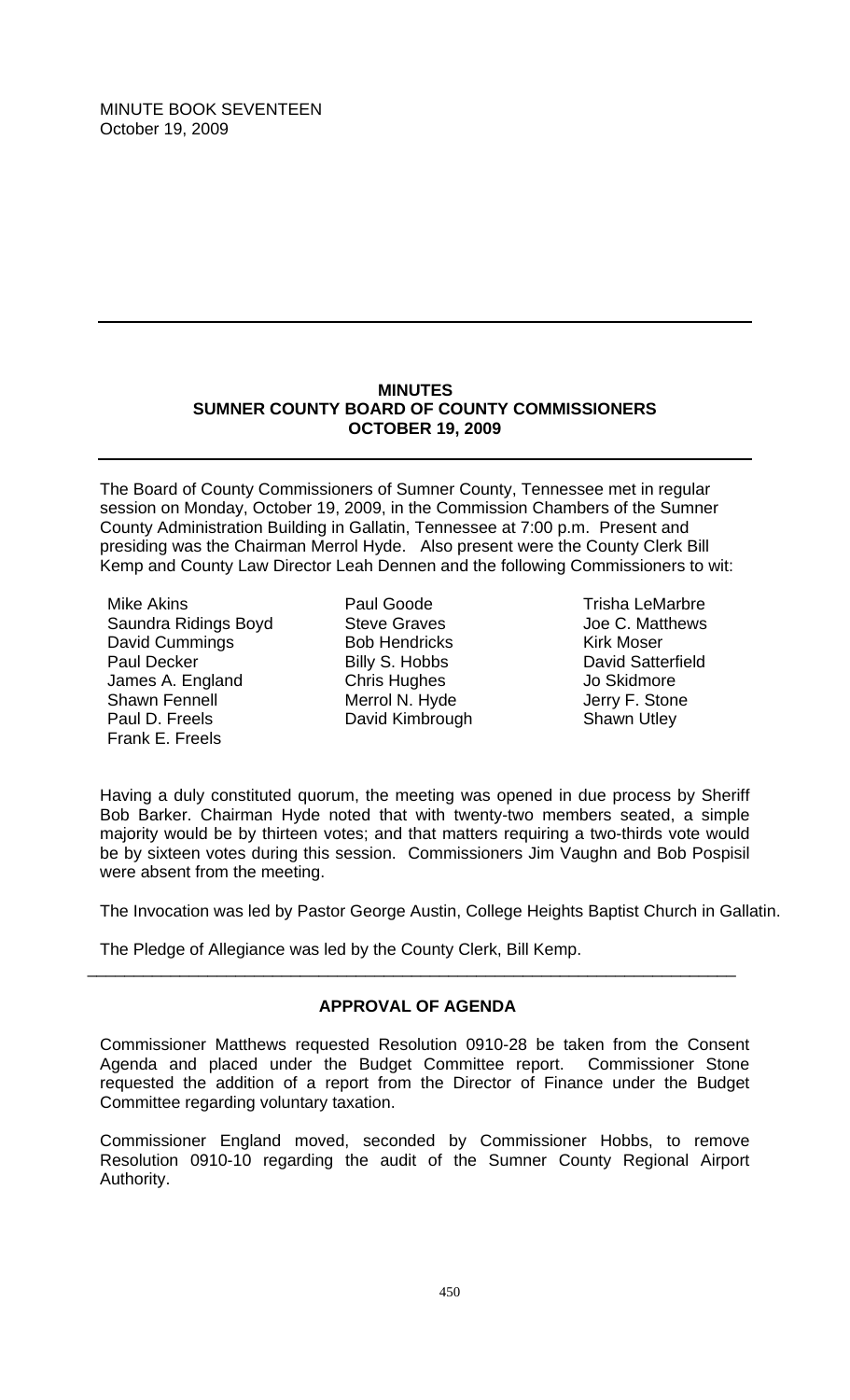MINUTE BOOK SEVENTEEN
October 19, 2009

---

## MINUTES
## SUMNER COUNTY BOARD OF COUNTY COMMISSIONERS
## OCTOBER 19, 2009

---

The Board of County Commissioners of Sumner County, Tennessee met in regular session on Monday, October 19, 2009, in the Commission Chambers of the Sumner County Administration Building in Gallatin, Tennessee at 7:00 p.m. Present and presiding was the Chairman Merrol Hyde. Also present were the County Clerk Bill Kemp and County Law Director Leah Dennen and the following Commissioners to wit:

Mike Akins
Saundra Ridings Boyd
David Cummings
Paul Decker
James A. England
Shawn Fennell
Paul D. Freels
Frank E. Freels
Paul Goode
Steve Graves
Bob Hendricks
Billy S. Hobbs
Chris Hughes
Merrol N. Hyde
David Kimbrough
Trisha LeMarbre
Joe C. Matthews
Kirk Moser
David Satterfield
Jo Skidmore
Jerry F. Stone
Shawn Utley

Having a duly constituted quorum, the meeting was opened in due process by Sheriff Bob Barker. Chairman Hyde noted that with twenty-two members seated, a simple majority would be by thirteen votes; and that matters requiring a two-thirds vote would be by sixteen votes during this session. Commissioners Jim Vaughn and Bob Pospisil were absent from the meeting.

The Invocation was led by Pastor George Austin, College Heights Baptist Church in Gallatin.

The Pledge of Allegiance was led by the County Clerk, Bill Kemp.

---

### APPROVAL OF AGENDA

Commissioner Matthews requested Resolution 0910-28 be taken from the Consent Agenda and placed under the Budget Committee report. Commissioner Stone requested the addition of a report from the Director of Finance under the Budget Committee regarding voluntary taxation.

Commissioner England moved, seconded by Commissioner Hobbs, to remove Resolution 0910-10 regarding the audit of the Sumner County Regional Airport Authority.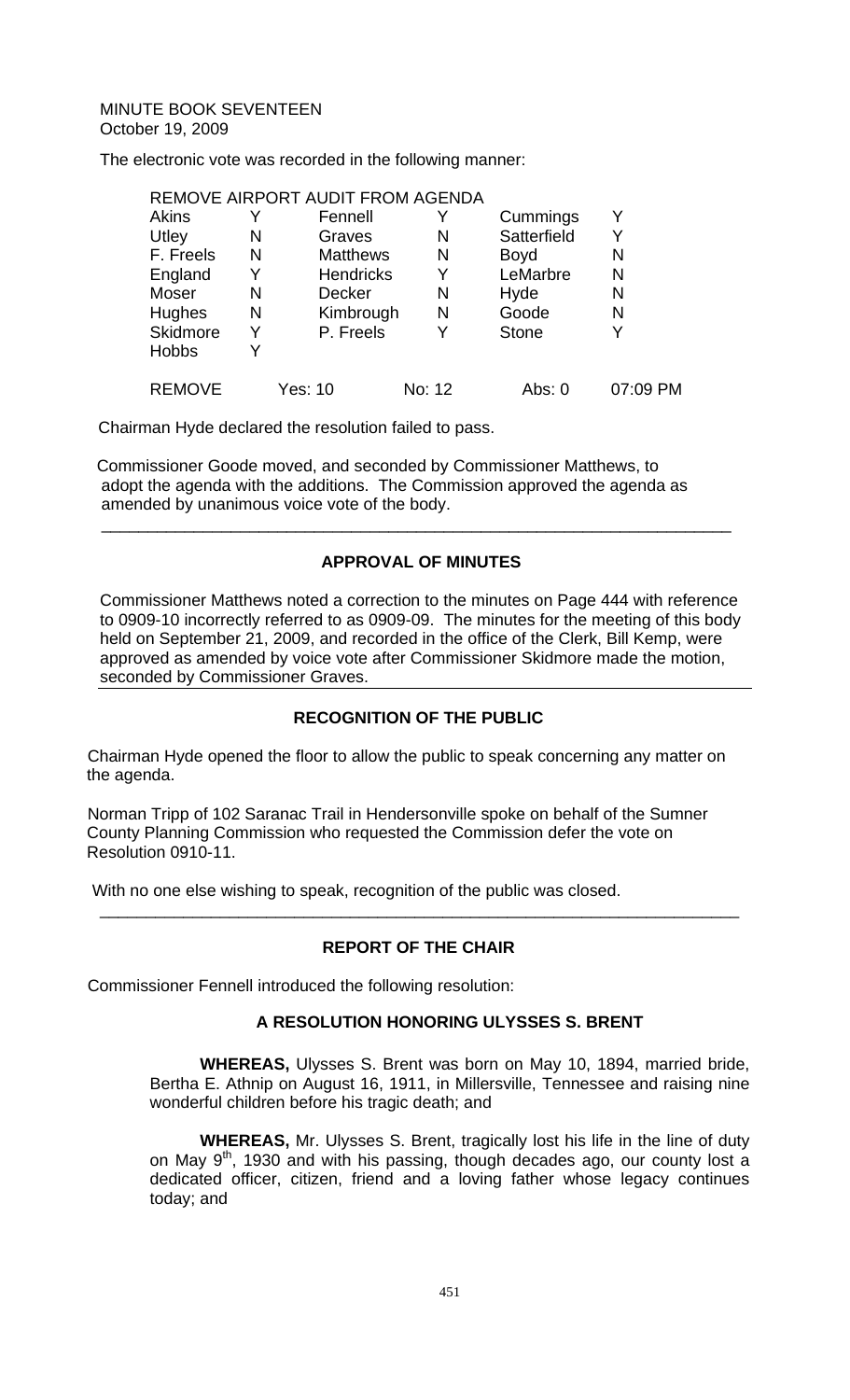MINUTE BOOK SEVENTEEN
October 19, 2009

The electronic vote was recorded in the following manner:

| REMOVE AIRPORT AUDIT FROM AGENDA | | | | | | |
|---|---|---|---|---|---|---|
| Akins | Y | Fennell | Y | Cummings | Y | |
| Utley | N | Graves | N | Satterfield | Y | |
| F. Freels | N | Matthews | N | Boyd | N | |
| England | Y | Hendricks | Y | LeMarbre | N | |
| Moser | N | Decker | N | Hyde | N | |
| Hughes | N | Kimbrough | N | Goode | N | |
| Skidmore | Y | P. Freels | Y | Stone | Y | |
| Hobbs | Y | | | | | |
| REMOVE | | Yes: 10 | No: 12 | Abs: 0 | | 07:09 PM |

Chairman Hyde declared the resolution failed to pass.

Commissioner Goode moved, and seconded by Commissioner Matthews, to adopt the agenda with the additions. The Commission approved the agenda as amended by unanimous voice vote of the body.

---

## APPROVAL OF MINUTES

Commissioner Matthews noted a correction to the minutes on Page 444 with reference to 0909-10 incorrectly referred to as 0909-09. The minutes for the meeting of this body held on September 21, 2009, and recorded in the office of the Clerk, Bill Kemp, were approved as amended by voice vote after Commissioner Skidmore made the motion, seconded by Commissioner Graves.

## RECOGNITION OF THE PUBLIC

Chairman Hyde opened the floor to allow the public to speak concerning any matter on the agenda.

Norman Tripp of 102 Saranac Trail in Hendersonville spoke on behalf of the Sumner County Planning Commission who requested the Commission defer the vote on Resolution 0910-11.

With no one else wishing to speak, recognition of the public was closed.

---

## REPORT OF THE CHAIR

Commissioner Fennell introduced the following resolution:

### A RESOLUTION HONORING ULYSSES S. BRENT

**WHEREAS,** Ulysses S. Brent was born on May 10, 1894, married bride, Bertha E. Athnip on August 16, 1911, in Millersville, Tennessee and raising nine wonderful children before his tragic death; and

**WHEREAS,** Mr. Ulysses S. Brent, tragically lost his life in the line of duty on May 9th, 1930 and with his passing, though decades ago, our county lost a dedicated officer, citizen, friend and a loving father whose legacy continues today; and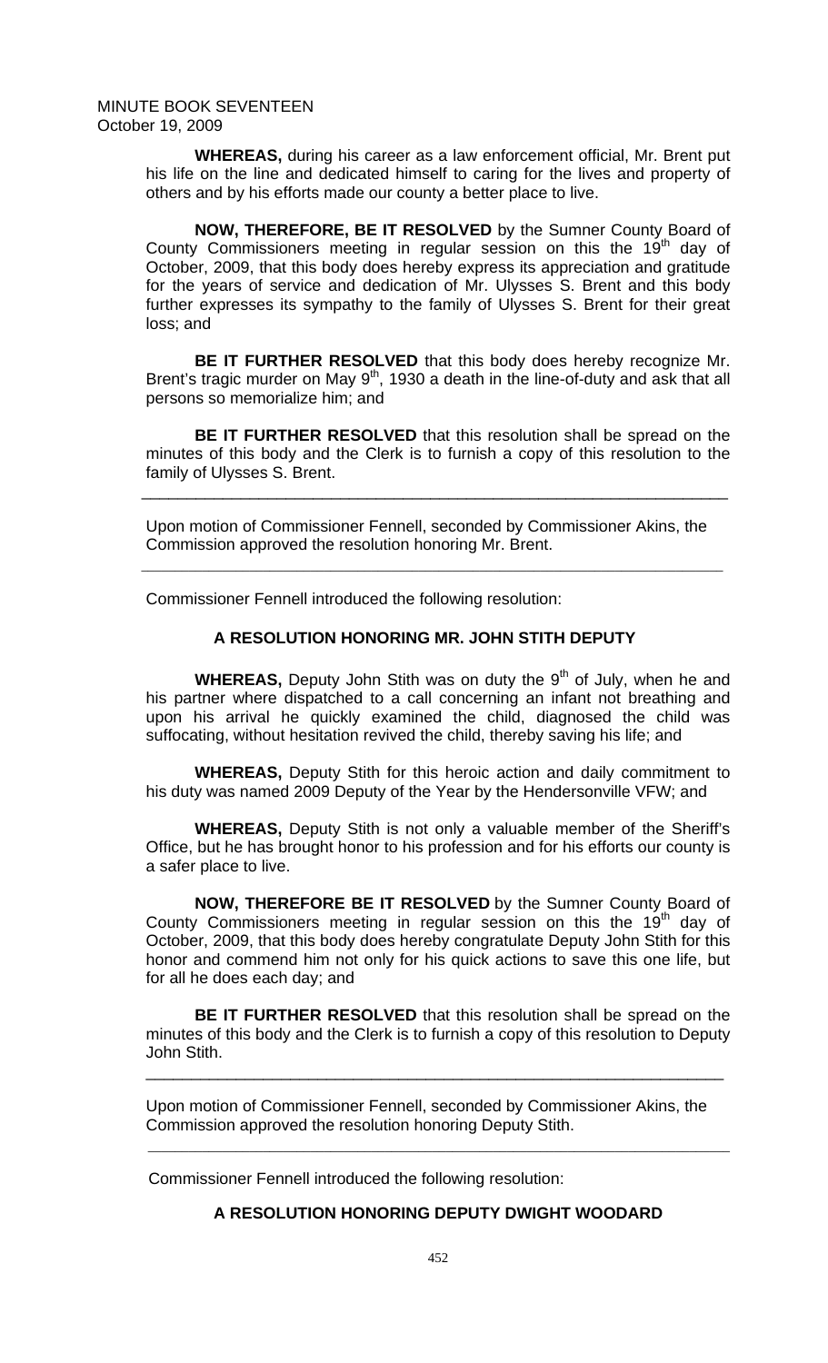**WHEREAS,** during his career as a law enforcement official, Mr. Brent put his life on the line and dedicated himself to caring for the lives and property of others and by his efforts made our county a better place to live.

**NOW, THEREFORE, BE IT RESOLVED** by the Sumner County Board of County Commissioners meeting in regular session on this the 19th day of October, 2009, that this body does hereby express its appreciation and gratitude for the years of service and dedication of Mr. Ulysses S. Brent and this body further expresses its sympathy to the family of Ulysses S. Brent for their great loss; and

**BE IT FURTHER RESOLVED** that this body does hereby recognize Mr. Brent's tragic murder on May 9th, 1930 a death in the line-of-duty and ask that all persons so memorialize him; and

**BE IT FURTHER RESOLVED** that this resolution shall be spread on the minutes of this body and the Clerk is to furnish a copy of this resolution to the family of Ulysses S. Brent.

---

Upon motion of Commissioner Fennell, seconded by Commissioner Akins, the Commission approved the resolution honoring Mr. Brent.

---

Commissioner Fennell introduced the following resolution:

**A RESOLUTION HONORING MR. JOHN STITH DEPUTY**

**WHEREAS,** Deputy John Stith was on duty the 9th of July, when he and his partner where dispatched to a call concerning an infant not breathing and upon his arrival he quickly examined the child, diagnosed the child was suffocating, without hesitation revived the child, thereby saving his life; and

**WHEREAS,** Deputy Stith for this heroic action and daily commitment to his duty was named 2009 Deputy of the Year by the Hendersonville VFW; and

**WHEREAS,** Deputy Stith is not only a valuable member of the Sheriff's Office, but he has brought honor to his profession and for his efforts our county is a safer place to live.

**NOW, THEREFORE BE IT RESOLVED** by the Sumner County Board of County Commissioners meeting in regular session on this the 19th day of October, 2009, that this body does hereby congratulate Deputy John Stith for this honor and commend him not only for his quick actions to save this one life, but for all he does each day; and

**BE IT FURTHER RESOLVED** that this resolution shall be spread on the minutes of this body and the Clerk is to furnish a copy of this resolution to Deputy John Stith.

---

Upon motion of Commissioner Fennell, seconded by Commissioner Akins, the Commission approved the resolution honoring Deputy Stith.

---

Commissioner Fennell introduced the following resolution:

**A RESOLUTION HONORING DEPUTY DWIGHT WOODARD**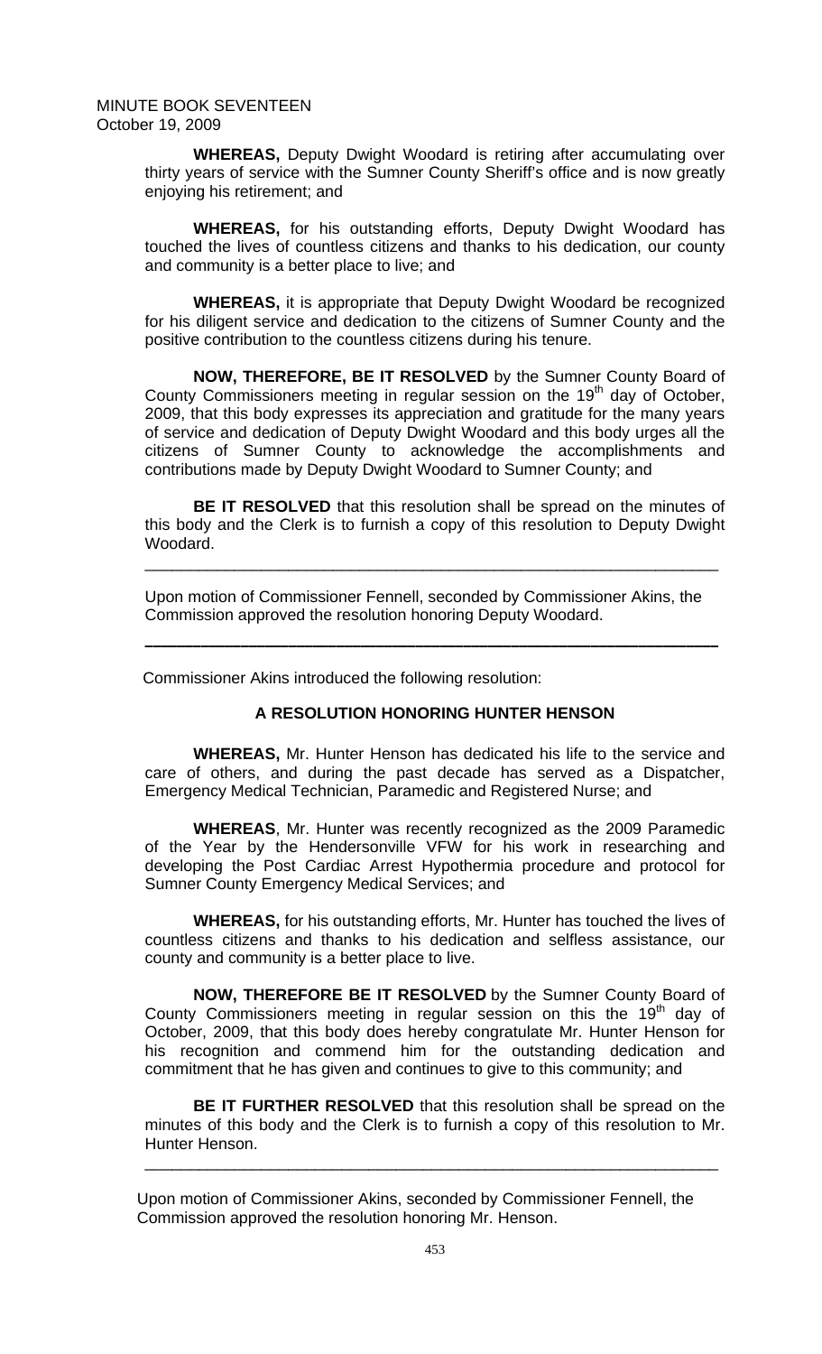**WHEREAS,** Deputy Dwight Woodard is retiring after accumulating over thirty years of service with the Sumner County Sheriff's office and is now greatly enjoying his retirement; and

**WHEREAS,** for his outstanding efforts, Deputy Dwight Woodard has touched the lives of countless citizens and thanks to his dedication, our county and community is a better place to live; and

**WHEREAS,** it is appropriate that Deputy Dwight Woodard be recognized for his diligent service and dedication to the citizens of Sumner County and the positive contribution to the countless citizens during his tenure.

**NOW, THEREFORE, BE IT RESOLVED** by the Sumner County Board of County Commissioners meeting in regular session on the 19th day of October, 2009, that this body expresses its appreciation and gratitude for the many years of service and dedication of Deputy Dwight Woodard and this body urges all the citizens of Sumner County to acknowledge the accomplishments and contributions made by Deputy Dwight Woodard to Sumner County; and

**BE IT RESOLVED** that this resolution shall be spread on the minutes of this body and the Clerk is to furnish a copy of this resolution to Deputy Dwight Woodard.

---

Upon motion of Commissioner Fennell, seconded by Commissioner Akins, the Commission approved the resolution honoring Deputy Woodard.

---

Commissioner Akins introduced the following resolution:

**A RESOLUTION HONORING HUNTER HENSON**

**WHEREAS,** Mr. Hunter Henson has dedicated his life to the service and care of others, and during the past decade has served as a Dispatcher, Emergency Medical Technician, Paramedic and Registered Nurse; and

**WHEREAS**, Mr. Hunter was recently recognized as the 2009 Paramedic of the Year by the Hendersonville VFW for his work in researching and developing the Post Cardiac Arrest Hypothermia procedure and protocol for Sumner County Emergency Medical Services; and

**WHEREAS,** for his outstanding efforts, Mr. Hunter has touched the lives of countless citizens and thanks to his dedication and selfless assistance, our county and community is a better place to live.

**NOW, THEREFORE BE IT RESOLVED** by the Sumner County Board of County Commissioners meeting in regular session on this the 19th day of October, 2009, that this body does hereby congratulate Mr. Hunter Henson for his recognition and commend him for the outstanding dedication and commitment that he has given and continues to give to this community; and

**BE IT FURTHER RESOLVED** that this resolution shall be spread on the minutes of this body and the Clerk is to furnish a copy of this resolution to Mr. Hunter Henson.

---

Upon motion of Commissioner Akins, seconded by Commissioner Fennell, the Commission approved the resolution honoring Mr. Henson.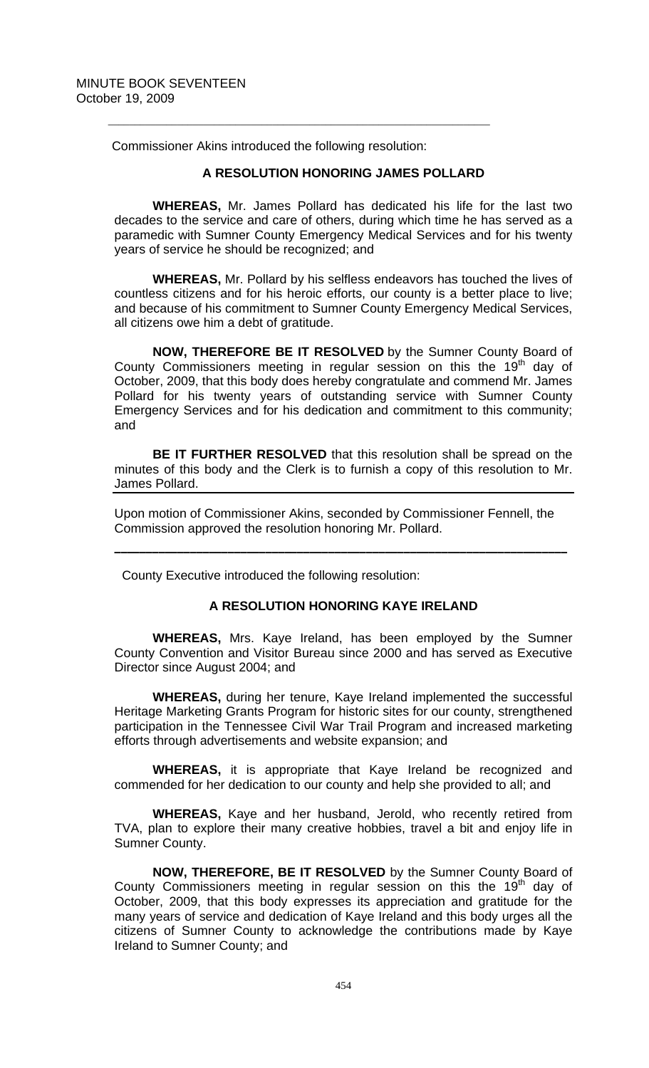Commissioner Akins introduced the following resolution:

**A RESOLUTION HONORING JAMES POLLARD**

**WHEREAS,** Mr. James Pollard has dedicated his life for the last two decades to the service and care of others, during which time he has served as a paramedic with Sumner County Emergency Medical Services and for his twenty years of service he should be recognized; and

**WHEREAS,** Mr. Pollard by his selfless endeavors has touched the lives of countless citizens and for his heroic efforts, our county is a better place to live; and because of his commitment to Sumner County Emergency Medical Services, all citizens owe him a debt of gratitude.

**NOW, THEREFORE BE IT RESOLVED** by the Sumner County Board of County Commissioners meeting in regular session on this the 19th day of October, 2009, that this body does hereby congratulate and commend Mr. James Pollard for his twenty years of outstanding service with Sumner County Emergency Services and for his dedication and commitment to this community; and

**BE IT FURTHER RESOLVED** that this resolution shall be spread on the minutes of this body and the Clerk is to furnish a copy of this resolution to Mr. James Pollard.

---

Upon motion of Commissioner Akins, seconded by Commissioner Fennell, the Commission approved the resolution honoring Mr. Pollard.

---

County Executive introduced the following resolution:

**A RESOLUTION HONORING KAYE IRELAND**

**WHEREAS,** Mrs. Kaye Ireland, has been employed by the Sumner County Convention and Visitor Bureau since 2000 and has served as Executive Director since August 2004; and

**WHEREAS,** during her tenure, Kaye Ireland implemented the successful Heritage Marketing Grants Program for historic sites for our county, strengthened participation in the Tennessee Civil War Trail Program and increased marketing efforts through advertisements and website expansion; and

**WHEREAS,** it is appropriate that Kaye Ireland be recognized and commended for her dedication to our county and help she provided to all; and

**WHEREAS,** Kaye and her husband, Jerold, who recently retired from TVA, plan to explore their many creative hobbies, travel a bit and enjoy life in Sumner County.

**NOW, THEREFORE, BE IT RESOLVED** by the Sumner County Board of County Commissioners meeting in regular session on this the 19th day of October, 2009, that this body expresses its appreciation and gratitude for the many years of service and dedication of Kaye Ireland and this body urges all the citizens of Sumner County to acknowledge the contributions made by Kaye Ireland to Sumner County; and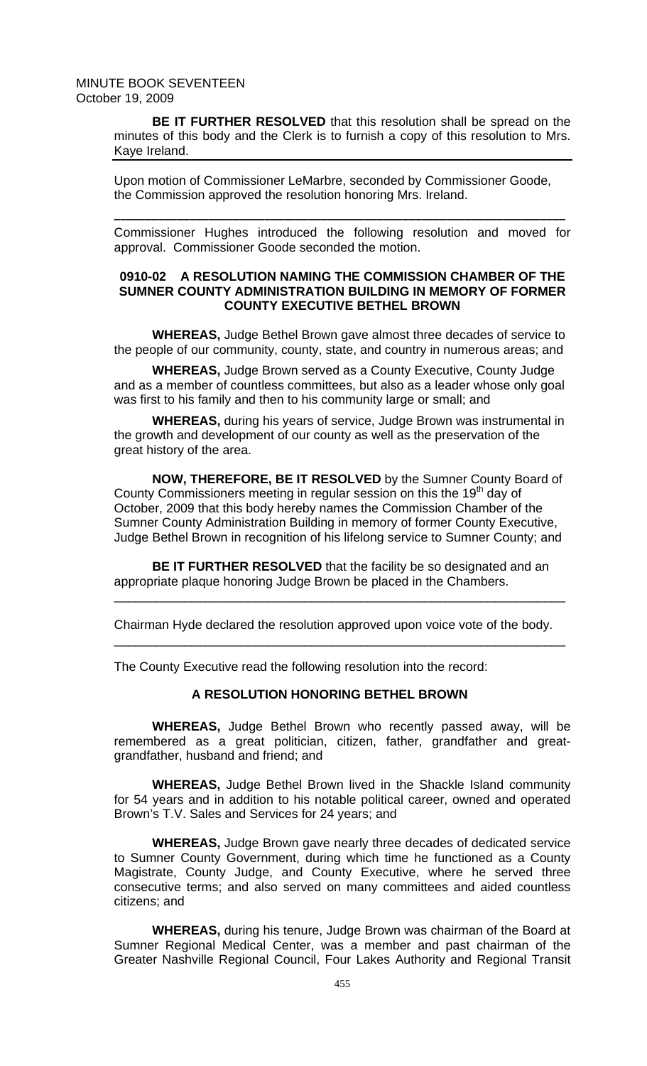**BE IT FURTHER RESOLVED** that this resolution shall be spread on the minutes of this body and the Clerk is to furnish a copy of this resolution to Mrs. Kaye Ireland.

Upon motion of Commissioner LeMarbre, seconded by Commissioner Goode, the Commission approved the resolution honoring Mrs. Ireland.

---

Commissioner Hughes introduced the following resolution and moved for approval. Commissioner Goode seconded the motion.

### 0910-02 A RESOLUTION NAMING THE COMMISSION CHAMBER OF THE SUMNER COUNTY ADMINISTRATION BUILDING IN MEMORY OF FORMER COUNTY EXECUTIVE BETHEL BROWN

**WHEREAS,** Judge Bethel Brown gave almost three decades of service to the people of our community, county, state, and country in numerous areas; and

**WHEREAS,** Judge Brown served as a County Executive, County Judge and as a member of countless committees, but also as a leader whose only goal was first to his family and then to his community large or small; and

**WHEREAS,** during his years of service, Judge Brown was instrumental in the growth and development of our county as well as the preservation of the great history of the area.

**NOW, THEREFORE, BE IT RESOLVED** by the Sumner County Board of County Commissioners meeting in regular session on this the 19th day of October, 2009 that this body hereby names the Commission Chamber of the Sumner County Administration Building in memory of former County Executive, Judge Bethel Brown in recognition of his lifelong service to Sumner County; and

**BE IT FURTHER RESOLVED** that the facility be so designated and an appropriate plaque honoring Judge Brown be placed in the Chambers.

---

Chairman Hyde declared the resolution approved upon voice vote of the body.

---

The County Executive read the following resolution into the record:

### A RESOLUTION HONORING BETHEL BROWN

**WHEREAS,** Judge Bethel Brown who recently passed away, will be remembered as a great politician, citizen, father, grandfather and great-grandfather, husband and friend; and

**WHEREAS,** Judge Bethel Brown lived in the Shackle Island community for 54 years and in addition to his notable political career, owned and operated Brown's T.V. Sales and Services for 24 years; and

**WHEREAS,** Judge Brown gave nearly three decades of dedicated service to Sumner County Government, during which time he functioned as a County Magistrate, County Judge, and County Executive, where he served three consecutive terms; and also served on many committees and aided countless citizens; and

**WHEREAS,** during his tenure, Judge Brown was chairman of the Board at Sumner Regional Medical Center, was a member and past chairman of the Greater Nashville Regional Council, Four Lakes Authority and Regional Transit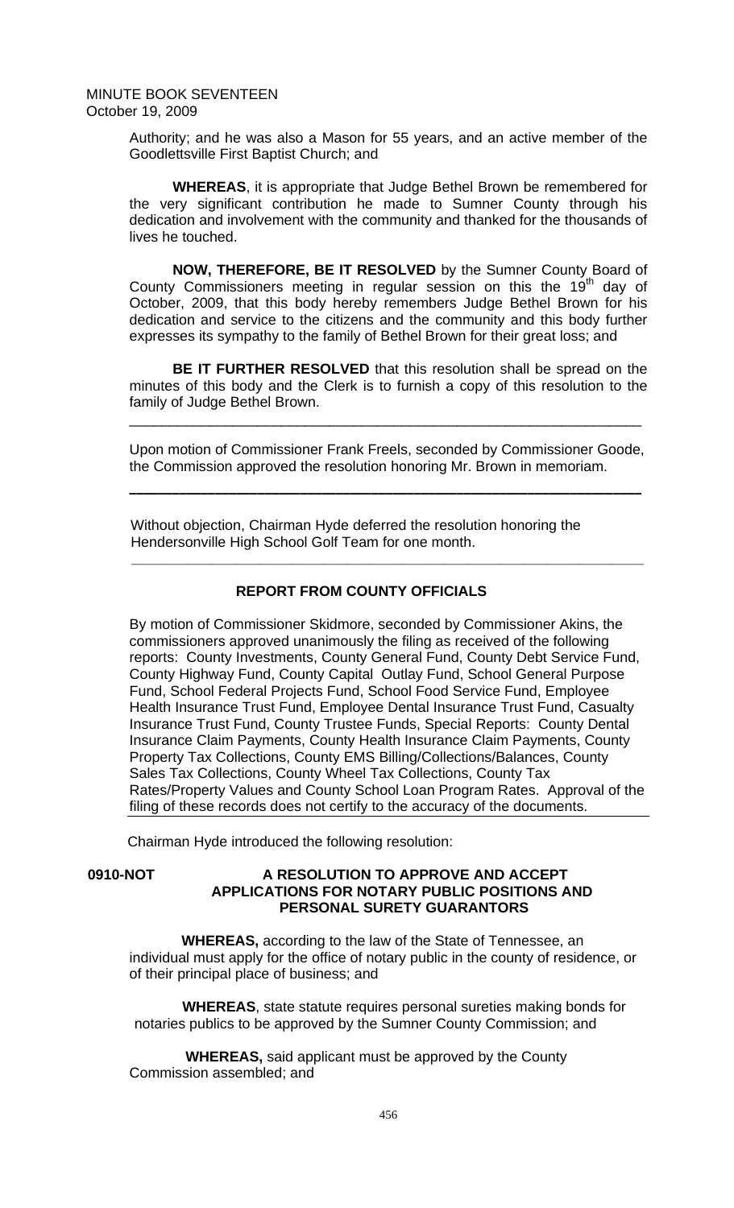Authority; and he was also a Mason for 55 years, and an active member of the Goodlettsville First Baptist Church; and

**WHEREAS**, it is appropriate that Judge Bethel Brown be remembered for the very significant contribution he made to Sumner County through his dedication and involvement with the community and thanked for the thousands of lives he touched.

**NOW, THEREFORE, BE IT RESOLVED** by the Sumner County Board of County Commissioners meeting in regular session on this the 19th day of October, 2009, that this body hereby remembers Judge Bethel Brown for his dedication and service to the citizens and the community and this body further expresses its sympathy to the family of Bethel Brown for their great loss; and

**BE IT FURTHER RESOLVED** that this resolution shall be spread on the minutes of this body and the Clerk is to furnish a copy of this resolution to the family of Judge Bethel Brown.

---

Upon motion of Commissioner Frank Freels, seconded by Commissioner Goode, the Commission approved the resolution honoring Mr. Brown in memoriam.

---

Without objection, Chairman Hyde deferred the resolution honoring the Hendersonville High School Golf Team for one month.

---

**REPORT FROM COUNTY OFFICIALS**

By motion of Commissioner Skidmore, seconded by Commissioner Akins, the commissioners approved unanimously the filing as received of the following reports: County Investments, County General Fund, County Debt Service Fund, County Highway Fund, County Capital Outlay Fund, School General Purpose Fund, School Federal Projects Fund, School Food Service Fund, Employee Health Insurance Trust Fund, Employee Dental Insurance Trust Fund, Casualty Insurance Trust Fund, County Trustee Funds, Special Reports: County Dental Insurance Claim Payments, County Health Insurance Claim Payments, County Property Tax Collections, County EMS Billing/Collections/Balances, County Sales Tax Collections, County Wheel Tax Collections, County Tax Rates/Property Values and County School Loan Program Rates. Approval of the filing of these records does not certify to the accuracy of the documents.

Chairman Hyde introduced the following resolution:

**0910-NOT A RESOLUTION TO APPROVE AND ACCEPT APPLICATIONS FOR NOTARY PUBLIC POSITIONS AND PERSONAL SURETY GUARANTORS**

**WHEREAS,** according to the law of the State of Tennessee, an individual must apply for the office of notary public in the county of residence, or of their principal place of business; and

**WHEREAS**, state statute requires personal sureties making bonds for notaries publics to be approved by the Sumner County Commission; and

**WHEREAS,** said applicant must be approved by the County Commission assembled; and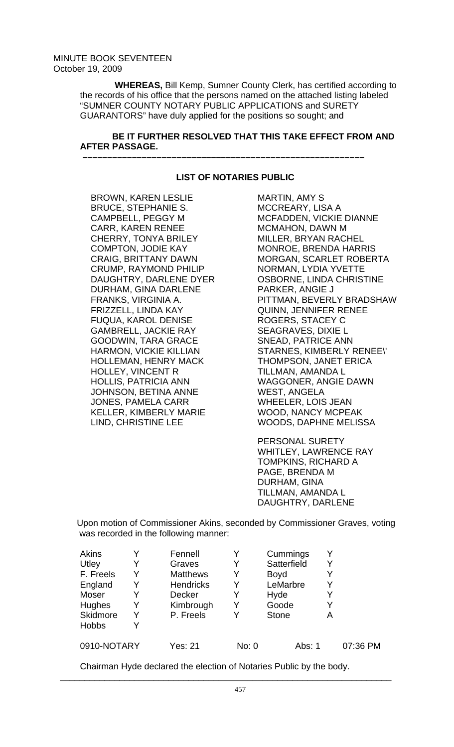MINUTE BOOK SEVENTEEN
October 19, 2009

**WHEREAS,** Bill Kemp, Sumner County Clerk, has certified according to the records of his office that the persons named on the attached listing labeled "SUMNER COUNTY NOTARY PUBLIC APPLICATIONS and SURETY GUARANTORS" have duly applied for the positions so sought; and

**BE IT FURTHER RESOLVED THAT THIS TAKE EFFECT FROM AND AFTER PASSAGE.**

**––––––––––––––––––––––––––––––––––––––––––––––––––––––––––––**

**LIST OF NOTARIES PUBLIC**

BROWN, KAREN LESLIE
BRUCE, STEPHANIE S.
CAMPBELL, PEGGY M
CARR, KAREN RENEE
CHERRY, TONYA BRILEY
COMPTON, JODIE KAY
CRAIG, BRITTANY DAWN
CRUMP, RAYMOND PHILIP
DAUGHTRY, DARLENE DYER
DURHAM, GINA DARLENE
FRANKS, VIRGINIA A.
FRIZZELL, LINDA KAY
FUQUA, KAROL DENISE
GAMBRELL, JACKIE RAY
GOODWIN, TARA GRACE
HARMON, VICKIE KILLIAN
HOLLEMAN, HENRY MACK
HOLLEY, VINCENT R
HOLLIS, PATRICIA ANN
JOHNSON, BETINA ANNE
JONES, PAMELA CARR
KELLER, KIMBERLY MARIE
LIND, CHRISTINE LEE
MARTIN, AMY S
MCCREARY, LISA A
MCFADDEN, VICKIE DIANNE
MCMAHON, DAWN M
MILLER, BRYAN RACHEL
MONROE, BRENDA HARRIS
MORGAN, SCARLET ROBERTA
NORMAN, LYDIA YVETTE
OSBORNE, LINDA CHRISTINE
PARKER, ANGIE J
PITTMAN, BEVERLY BRADSHAW
QUINN, JENNIFER RENEE
ROGERS, STACEY C
SEAGRAVES, DIXIE L
SNEAD, PATRICE ANN
STARNES, KIMBERLY RENEE\'
THOMPSON, JANET ERICA
TILLMAN, AMANDA L
WAGGONER, ANGIE DAWN
WEST, ANGELA
WHEELER, LOIS JEAN
WOOD, NANCY MCPEAK
WOODS, DAPHNE MELISSA

PERSONAL SURETY
WHITLEY, LAWRENCE RAY
TOMPKINS, RICHARD A
PAGE, BRENDA M
DURHAM, GINA
TILLMAN, AMANDA L
DAUGHTRY, DARLENE

Upon motion of Commissioner Akins, seconded by Commissioner Graves, voting was recorded in the following manner:

| | | | | | |
|---|---|---|---|---|---|
| Akins | Y | Fennell | Y | Cummings | Y |
| Utley | Y | Graves | Y | Satterfield | Y |
| F. Freels | Y | Matthews | Y | Boyd | Y |
| England | Y | Hendricks | Y | LeMarbre | Y |
| Moser | Y | Decker | Y | Hyde | Y |
| Hughes | Y | Kimbrough | Y | Goode | Y |
| Skidmore | Y | P. Freels | Y | Stone | A |
| Hobbs | Y | | | | |

0910-NOTARY    Yes: 21    No: 0    Abs: 1    07:36 PM

Chairman Hyde declared the election of Notaries Public by the body.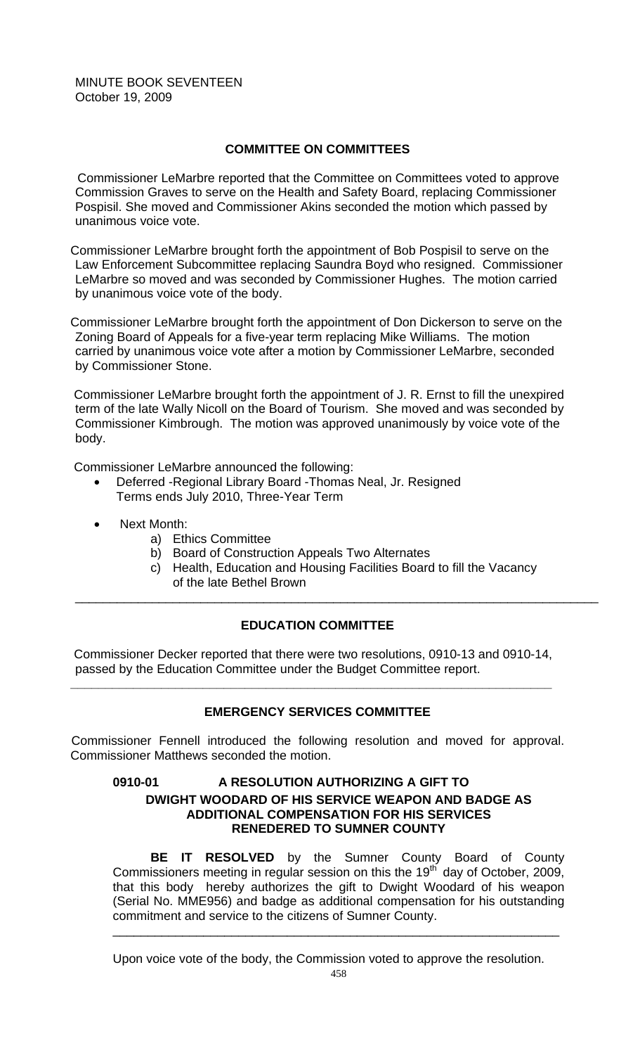MINUTE BOOK SEVENTEEN
October 19, 2009

## COMMITTEE ON COMMITTEES

Commissioner LeMarbre reported that the Committee on Committees voted to approve Commission Graves to serve on the Health and Safety Board, replacing Commissioner Pospisil. She moved and Commissioner Akins seconded the motion which passed by unanimous voice vote.

Commissioner LeMarbre brought forth the appointment of Bob Pospisil to serve on the Law Enforcement Subcommittee replacing Saundra Boyd who resigned. Commissioner LeMarbre so moved and was seconded by Commissioner Hughes. The motion carried by unanimous voice vote of the body.

Commissioner LeMarbre brought forth the appointment of Don Dickerson to serve on the Zoning Board of Appeals for a five-year term replacing Mike Williams. The motion carried by unanimous voice vote after a motion by Commissioner LeMarbre, seconded by Commissioner Stone.

Commissioner LeMarbre brought forth the appointment of J. R. Ernst to fill the unexpired term of the late Wally Nicoll on the Board of Tourism. She moved and was seconded by Commissioner Kimbrough. The motion was approved unanimously by voice vote of the body.

Commissioner LeMarbre announced the following:

- Deferred -Regional Library Board -Thomas Neal, Jr. Resigned
  Terms ends July 2010, Three-Year Term
- Next Month:
  a) Ethics Committee
  b) Board of Construction Appeals Two Alternates
  c) Health, Education and Housing Facilities Board to fill the Vacancy of the late Bethel Brown

---

## EDUCATION COMMITTEE

Commissioner Decker reported that there were two resolutions, 0910-13 and 0910-14, passed by the Education Committee under the Budget Committee report.

---

## EMERGENCY SERVICES COMMITTEE

Commissioner Fennell introduced the following resolution and moved for approval. Commissioner Matthews seconded the motion.

### 0910-01 A RESOLUTION AUTHORIZING A GIFT TO DWIGHT WOODARD OF HIS SERVICE WEAPON AND BADGE AS ADDITIONAL COMPENSATION FOR HIS SERVICES RENEDERED TO SUMNER COUNTY

**BE IT RESOLVED** by the Sumner County Board of County Commissioners meeting in regular session on this the 19th day of October, 2009, that this body hereby authorizes the gift to Dwight Woodard of his weapon (Serial No. MME956) and badge as additional compensation for his outstanding commitment and service to the citizens of Sumner County.

---

Upon voice vote of the body, the Commission voted to approve the resolution.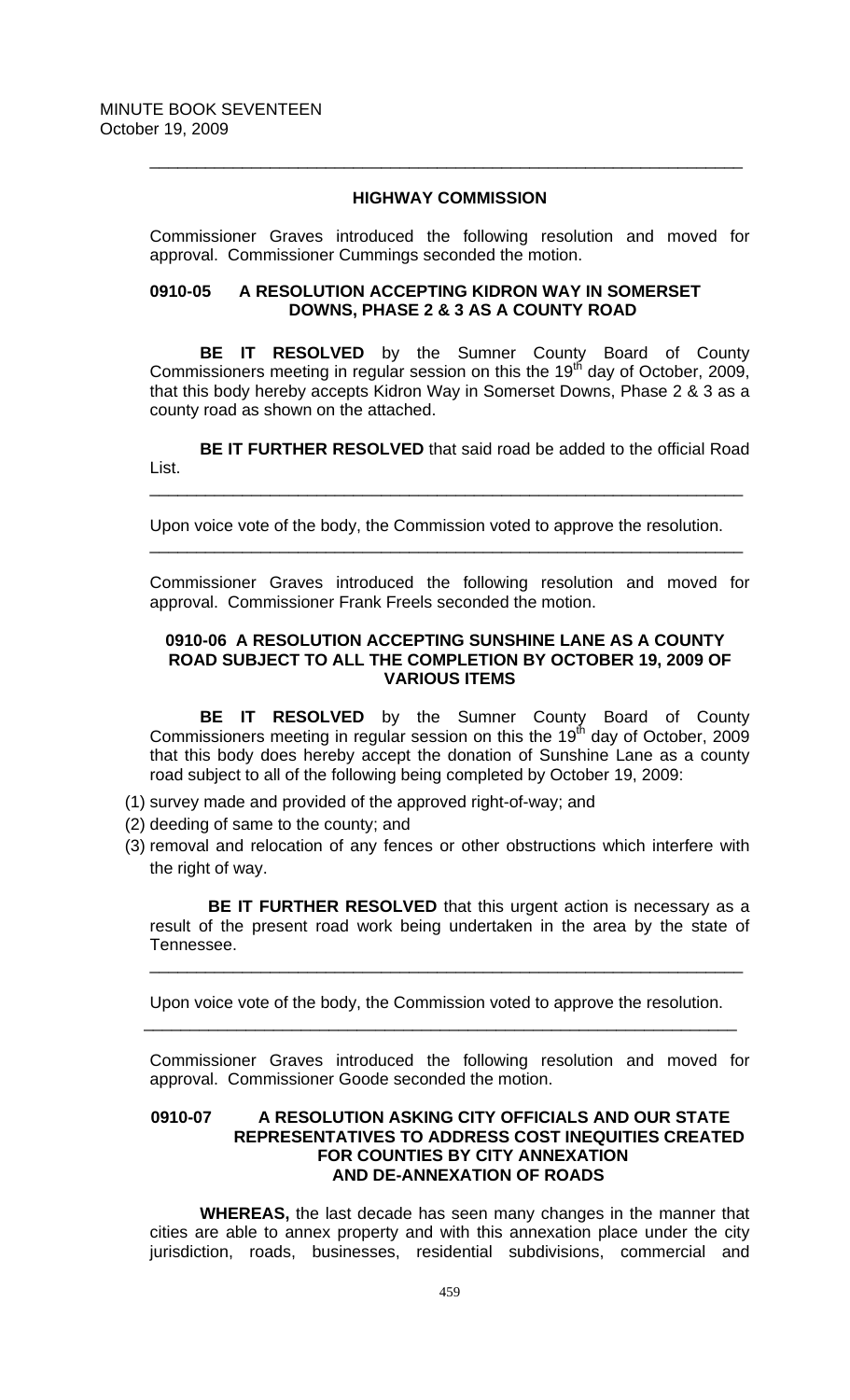## HIGHWAY COMMISSION

Commissioner Graves introduced the following resolution and moved for approval. Commissioner Cummings seconded the motion.

### 0910-05 A RESOLUTION ACCEPTING KIDRON WAY IN SOMERSET DOWNS, PHASE 2 & 3 AS A COUNTY ROAD

**BE IT RESOLVED** by the Sumner County Board of County Commissioners meeting in regular session on this the 19th day of October, 2009, that this body hereby accepts Kidron Way in Somerset Downs, Phase 2 & 3 as a county road as shown on the attached.

**BE IT FURTHER RESOLVED** that said road be added to the official Road List.

---

Upon voice vote of the body, the Commission voted to approve the resolution.

---

Commissioner Graves introduced the following resolution and moved for approval. Commissioner Frank Freels seconded the motion.

### 0910-06 A RESOLUTION ACCEPTING SUNSHINE LANE AS A COUNTY ROAD SUBJECT TO ALL THE COMPLETION BY OCTOBER 19, 2009 OF VARIOUS ITEMS

**BE IT RESOLVED** by the Sumner County Board of County Commissioners meeting in regular session on this the 19th day of October, 2009 that this body does hereby accept the donation of Sunshine Lane as a county road subject to all of the following being completed by October 19, 2009:

(1) survey made and provided of the approved right-of-way; and
(2) deeding of same to the county; and
(3) removal and relocation of any fences or other obstructions which interfere with the right of way.

**BE IT FURTHER RESOLVED** that this urgent action is necessary as a result of the present road work being undertaken in the area by the state of Tennessee.

---

Upon voice vote of the body, the Commission voted to approve the resolution.

---

Commissioner Graves introduced the following resolution and moved for approval. Commissioner Goode seconded the motion.

### 0910-07 A RESOLUTION ASKING CITY OFFICIALS AND OUR STATE REPRESENTATIVES TO ADDRESS COST INEQUITIES CREATED FOR COUNTIES BY CITY ANNEXATION AND DE-ANNEXATION OF ROADS

**WHEREAS,** the last decade has seen many changes in the manner that cities are able to annex property and with this annexation place under the city jurisdiction, roads, businesses, residential subdivisions, commercial and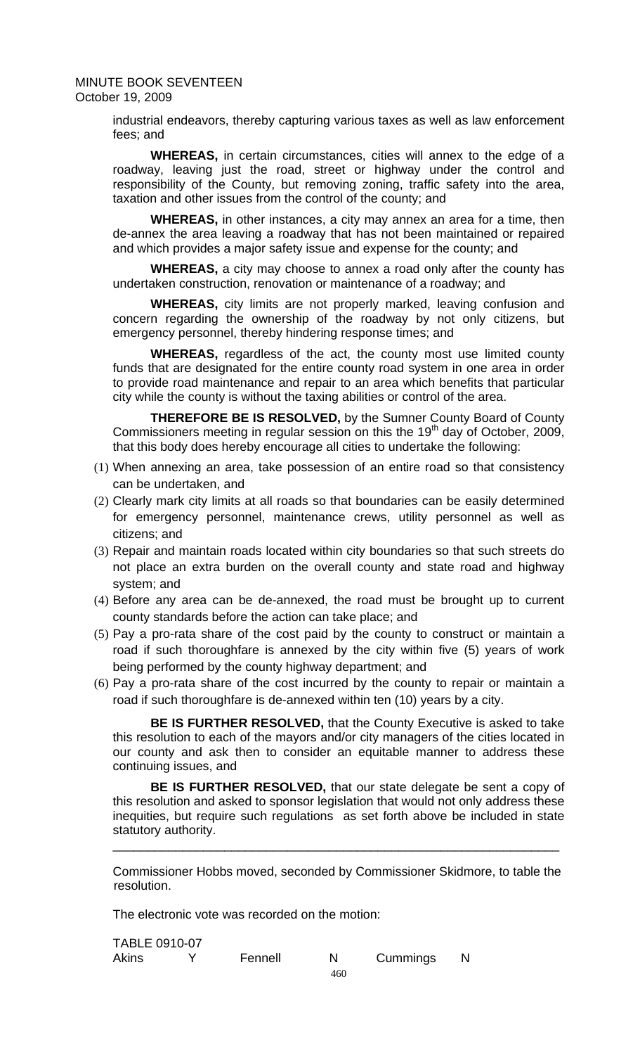industrial endeavors, thereby capturing various taxes as well as law enforcement fees; and

**WHEREAS,** in certain circumstances, cities will annex to the edge of a roadway, leaving just the road, street or highway under the control and responsibility of the County, but removing zoning, traffic safety into the area, taxation and other issues from the control of the county; and

**WHEREAS,** in other instances, a city may annex an area for a time, then de-annex the area leaving a roadway that has not been maintained or repaired and which provides a major safety issue and expense for the county; and

**WHEREAS,** a city may choose to annex a road only after the county has undertaken construction, renovation or maintenance of a roadway; and

**WHEREAS,** city limits are not properly marked, leaving confusion and concern regarding the ownership of the roadway by not only citizens, but emergency personnel, thereby hindering response times; and

**WHEREAS,** regardless of the act, the county most use limited county funds that are designated for the entire county road system in one area in order to provide road maintenance and repair to an area which benefits that particular city while the county is without the taxing abilities or control of the area.

**THEREFORE BE IS RESOLVED,** by the Sumner County Board of County Commissioners meeting in regular session on this the 19th day of October, 2009, that this body does hereby encourage all cities to undertake the following:

(1) When annexing an area, take possession of an entire road so that consistency can be undertaken, and
(2) Clearly mark city limits at all roads so that boundaries can be easily determined for emergency personnel, maintenance crews, utility personnel as well as citizens; and
(3) Repair and maintain roads located within city boundaries so that such streets do not place an extra burden on the overall county and state road and highway system; and
(4) Before any area can be de-annexed, the road must be brought up to current county standards before the action can take place; and
(5) Pay a pro-rata share of the cost paid by the county to construct or maintain a road if such thoroughfare is annexed by the city within five (5) years of work being performed by the county highway department; and
(6) Pay a pro-rata share of the cost incurred by the county to repair or maintain a road if such thoroughfare is de-annexed within ten (10) years by a city.

**BE IS FURTHER RESOLVED,** that the County Executive is asked to take this resolution to each of the mayors and/or city managers of the cities located in our county and ask then to consider an equitable manner to address these continuing issues, and

**BE IS FURTHER RESOLVED,** that our state delegate be sent a copy of this resolution and asked to sponsor legislation that would not only address these inequities, but require such regulations as set forth above be included in state statutory authority.

---

Commissioner Hobbs moved, seconded by Commissioner Skidmore, to table the resolution.

The electronic vote was recorded on the motion:

TABLE 0910-07

| Akins | Y | Fennell | N | Cummings | N |
|---|---|---|---|---|---|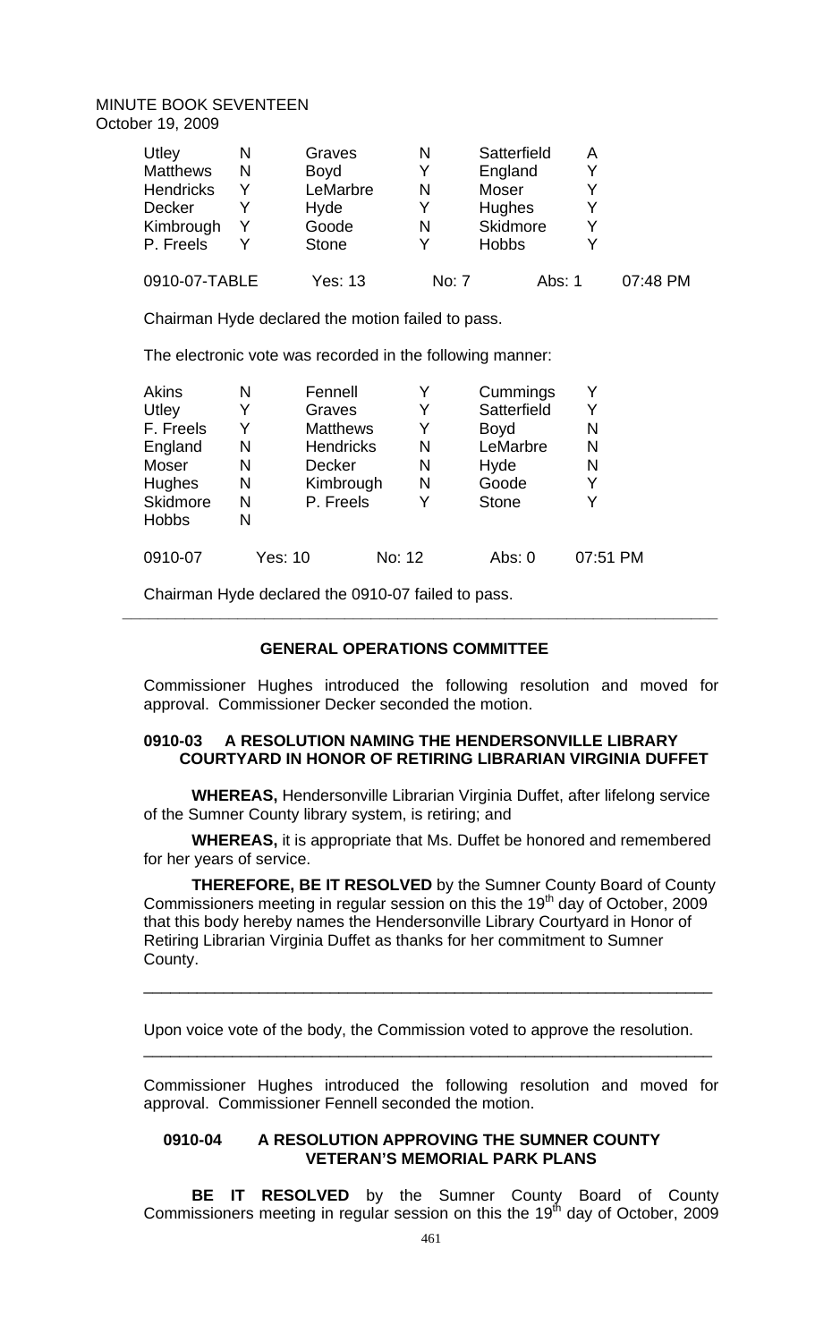MINUTE BOOK SEVENTEEN
October 19, 2009

| | | | | | |
|---|---|---|---|---|---|
| Utley | N | Graves | N | Satterfield | A |
| Matthews | N | Boyd | Y | England | Y |
| Hendricks | Y | LeMarbre | N | Moser | Y |
| Decker | Y | Hyde | Y | Hughes | Y |
| Kimbrough | Y | Goode | N | Skidmore | Y |
| P. Freels | Y | Stone | Y | Hobbs | Y |

0910-07-TABLE Yes: 13 No: 7 Abs: 1 07:48 PM

Chairman Hyde declared the motion failed to pass.

The electronic vote was recorded in the following manner:

| | | | | | |
|---|---|---|---|---|---|
| Akins | N | Fennell | Y | Cummings | Y |
| Utley | Y | Graves | Y | Satterfield | Y |
| F. Freels | Y | Matthews | Y | Boyd | N |
| England | N | Hendricks | N | LeMarbre | N |
| Moser | N | Decker | N | Hyde | N |
| Hughes | N | Kimbrough | N | Goode | Y |
| Skidmore | N | P. Freels | Y | Stone | Y |
| Hobbs | N | | | | |

0910-07 Yes: 10 No: 12 Abs: 0 07:51 PM

Chairman Hyde declared the 0910-07 failed to pass.

---

## GENERAL OPERATIONS COMMITTEE

Commissioner Hughes introduced the following resolution and moved for approval. Commissioner Decker seconded the motion.

### 0910-03 A RESOLUTION NAMING THE HENDERSONVILLE LIBRARY COURTYARD IN HONOR OF RETIRING LIBRARIAN VIRGINIA DUFFET

**WHEREAS,** Hendersonville Librarian Virginia Duffet, after lifelong service of the Sumner County library system, is retiring; and

**WHEREAS,** it is appropriate that Ms. Duffet be honored and remembered for her years of service.

**THEREFORE, BE IT RESOLVED** by the Sumner County Board of County Commissioners meeting in regular session on this the 19th day of October, 2009 that this body hereby names the Hendersonville Library Courtyard in Honor of Retiring Librarian Virginia Duffet as thanks for her commitment to Sumner County.

---

Upon voice vote of the body, the Commission voted to approve the resolution.

---

Commissioner Hughes introduced the following resolution and moved for approval. Commissioner Fennell seconded the motion.

### 0910-04 A RESOLUTION APPROVING THE SUMNER COUNTY VETERAN'S MEMORIAL PARK PLANS

**BE IT RESOLVED** by the Sumner County Board of County Commissioners meeting in regular session on this the 19th day of October, 2009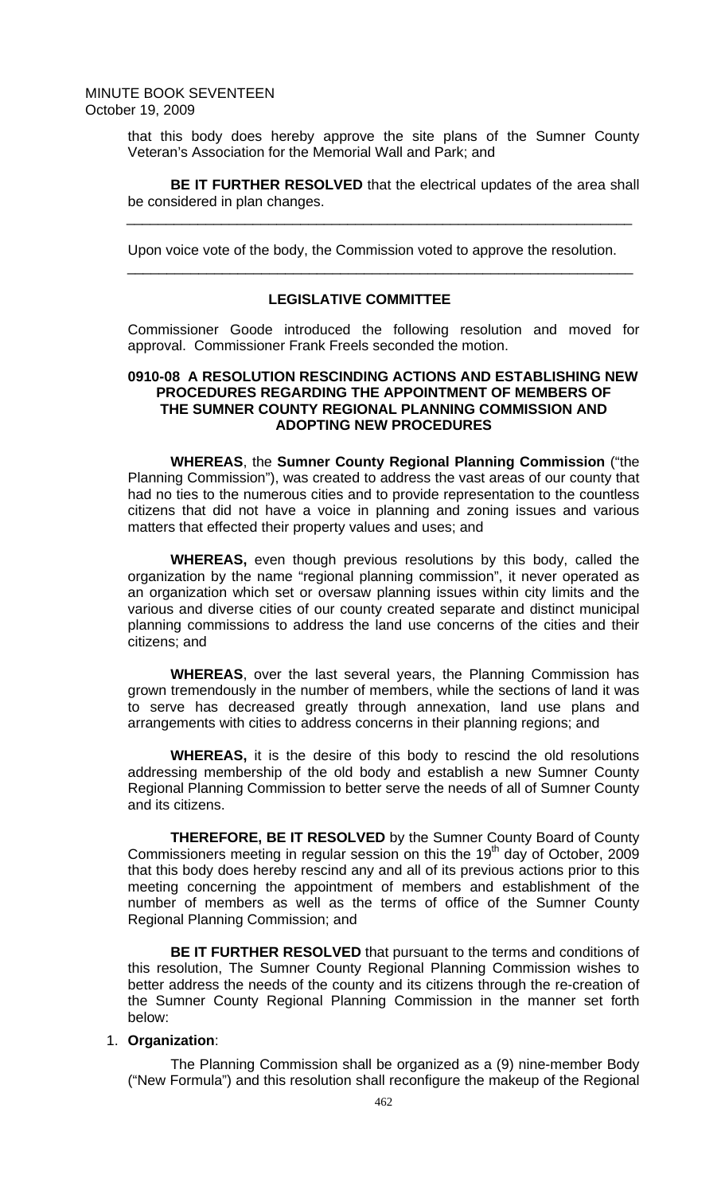that this body does hereby approve the site plans of the Sumner County Veteran's Association for the Memorial Wall and Park; and

**BE IT FURTHER RESOLVED** that the electrical updates of the area shall be considered in plan changes.

---

Upon voice vote of the body, the Commission voted to approve the resolution.

---

**LEGISLATIVE COMMITTEE**

Commissioner Goode introduced the following resolution and moved for approval. Commissioner Frank Freels seconded the motion.

**0910-08 A RESOLUTION RESCINDING ACTIONS AND ESTABLISHING NEW PROCEDURES REGARDING THE APPOINTMENT OF MEMBERS OF THE SUMNER COUNTY REGIONAL PLANNING COMMISSION AND ADOPTING NEW PROCEDURES**

**WHEREAS**, the **Sumner County Regional Planning Commission** ("the Planning Commission"), was created to address the vast areas of our county that had no ties to the numerous cities and to provide representation to the countless citizens that did not have a voice in planning and zoning issues and various matters that effected their property values and uses; and

**WHEREAS,** even though previous resolutions by this body, called the organization by the name "regional planning commission", it never operated as an organization which set or oversaw planning issues within city limits and the various and diverse cities of our county created separate and distinct municipal planning commissions to address the land use concerns of the cities and their citizens; and

**WHEREAS**, over the last several years, the Planning Commission has grown tremendously in the number of members, while the sections of land it was to serve has decreased greatly through annexation, land use plans and arrangements with cities to address concerns in their planning regions; and

**WHEREAS,** it is the desire of this body to rescind the old resolutions addressing membership of the old body and establish a new Sumner County Regional Planning Commission to better serve the needs of all of Sumner County and its citizens.

**THEREFORE, BE IT RESOLVED** by the Sumner County Board of County Commissioners meeting in regular session on this the 19th day of October, 2009 that this body does hereby rescind any and all of its previous actions prior to this meeting concerning the appointment of members and establishment of the number of members as well as the terms of office of the Sumner County Regional Planning Commission; and

**BE IT FURTHER RESOLVED** that pursuant to the terms and conditions of this resolution, The Sumner County Regional Planning Commission wishes to better address the needs of the county and its citizens through the re-creation of the Sumner County Regional Planning Commission in the manner set forth below:

1. **Organization**:

   The Planning Commission shall be organized as a (9) nine-member Body ("New Formula") and this resolution shall reconfigure the makeup of the Regional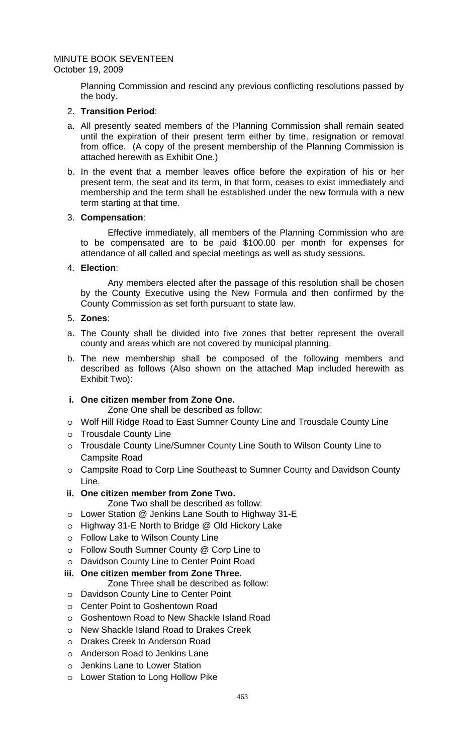Planning Commission and rescind any previous conflicting resolutions passed by the body.

2. **Transition Period**:

a. All presently seated members of the Planning Commission shall remain seated until the expiration of their present term either by time, resignation or removal from office. (A copy of the present membership of the Planning Commission is attached herewith as Exhibit One.)

b. In the event that a member leaves office before the expiration of his or her present term, the seat and its term, in that form, ceases to exist immediately and membership and the term shall be established under the new formula with a new term starting at that time.

3. **Compensation**:

Effective immediately, all members of the Planning Commission who are to be compensated are to be paid $100.00 per month for expenses for attendance of all called and special meetings as well as study sessions.

4. **Election**:

Any members elected after the passage of this resolution shall be chosen by the County Executive using the New Formula and then confirmed by the County Commission as set forth pursuant to state law.

5. **Zones**:

a. The County shall be divided into five zones that better represent the overall county and areas which are not covered by municipal planning.

b. The new membership shall be composed of the following members and described as follows (Also shown on the attached Map included herewith as Exhibit Two):

**i. One citizen member from Zone One.**

Zone One shall be described as follow:

- Wolf Hill Ridge Road to East Sumner County Line and Trousdale County Line
- Trousdale County Line
- Trousdale County Line/Sumner County Line South to Wilson County Line to Campsite Road
- Campsite Road to Corp Line Southeast to Sumner County and Davidson County Line.

**ii. One citizen member from Zone Two.**

Zone Two shall be described as follow:

- Lower Station @ Jenkins Lane South to Highway 31-E
- Highway 31-E North to Bridge @ Old Hickory Lake
- Follow Lake to Wilson County Line
- Follow South Sumner County @ Corp Line to
- Davidson County Line to Center Point Road

**iii. One citizen member from Zone Three.**

Zone Three shall be described as follow:

- Davidson County Line to Center Point
- Center Point to Goshentown Road
- Goshentown Road to New Shackle Island Road
- New Shackle Island Road to Drakes Creek
- Drakes Creek to Anderson Road
- Anderson Road to Jenkins Lane
- Jenkins Lane to Lower Station
- Lower Station to Long Hollow Pike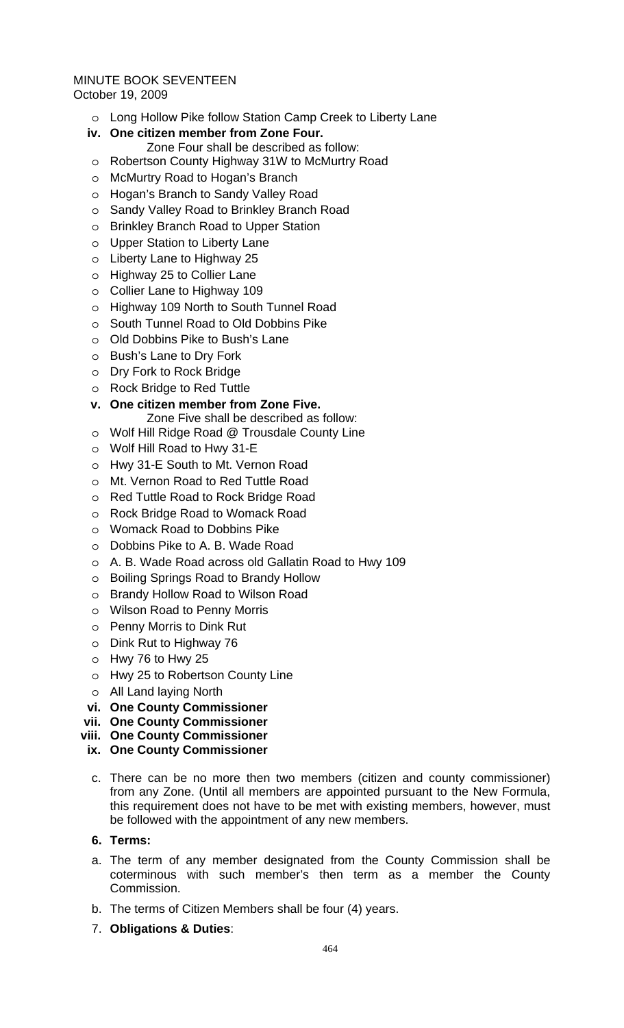- Long Hollow Pike follow Station Camp Creek to Liberty Lane

**iv. One citizen member from Zone Four.**

Zone Four shall be described as follow:

- Robertson County Highway 31W to McMurtry Road
- McMurtry Road to Hogan's Branch
- Hogan's Branch to Sandy Valley Road
- Sandy Valley Road to Brinkley Branch Road
- Brinkley Branch Road to Upper Station
- Upper Station to Liberty Lane
- Liberty Lane to Highway 25
- Highway 25 to Collier Lane
- Collier Lane to Highway 109
- Highway 109 North to South Tunnel Road
- South Tunnel Road to Old Dobbins Pike
- Old Dobbins Pike to Bush's Lane
- Bush's Lane to Dry Fork
- Dry Fork to Rock Bridge
- Rock Bridge to Red Tuttle

**v. One citizen member from Zone Five.**

Zone Five shall be described as follow:

- Wolf Hill Ridge Road @ Trousdale County Line
- Wolf Hill Road to Hwy 31-E
- Hwy 31-E South to Mt. Vernon Road
- Mt. Vernon Road to Red Tuttle Road
- Red Tuttle Road to Rock Bridge Road
- Rock Bridge Road to Womack Road
- Womack Road to Dobbins Pike
- Dobbins Pike to A. B. Wade Road
- A. B. Wade Road across old Gallatin Road to Hwy 109
- Boiling Springs Road to Brandy Hollow
- Brandy Hollow Road to Wilson Road
- Wilson Road to Penny Morris
- Penny Morris to Dink Rut
- Dink Rut to Highway 76
- Hwy 76 to Hwy 25
- Hwy 25 to Robertson County Line
- All Land laying North

**vi. One County Commissioner**

**vii. One County Commissioner**

**viii. One County Commissioner**

**ix. One County Commissioner**

c. There can be no more then two members (citizen and county commissioner) from any Zone. (Until all members are appointed pursuant to the New Formula, this requirement does not have to be met with existing members, however, must be followed with the appointment of any new members.

**6. Terms:**

a. The term of any member designated from the County Commission shall be coterminous with such member's then term as a member the County Commission.

b. The terms of Citizen Members shall be four (4) years.

7. **Obligations & Duties**: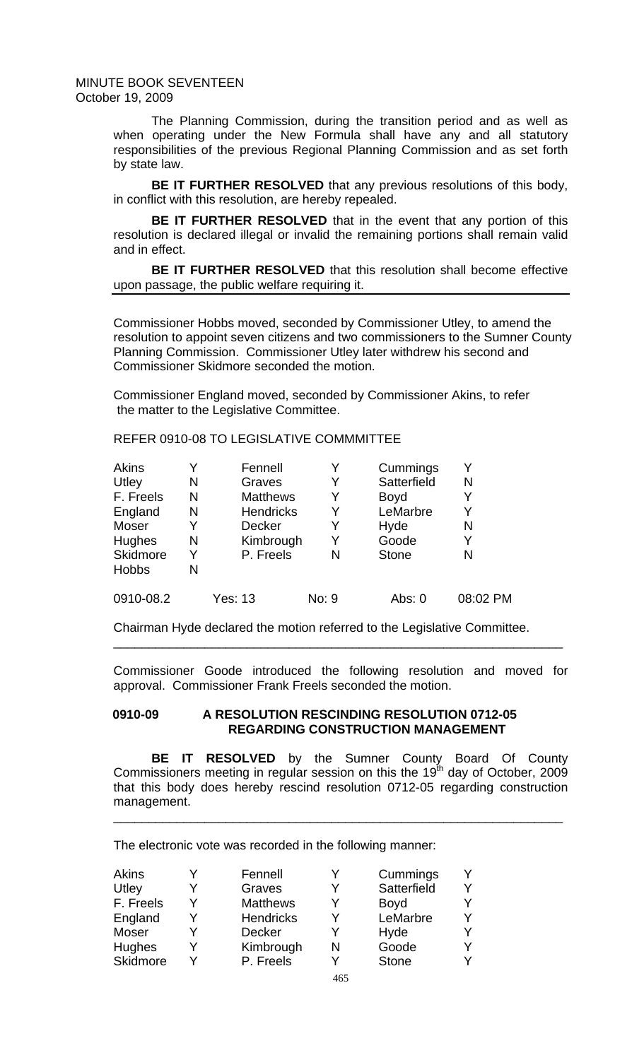The Planning Commission, during the transition period and as well as when operating under the New Formula shall have any and all statutory responsibilities of the previous Regional Planning Commission and as set forth by state law.

**BE IT FURTHER RESOLVED** that any previous resolutions of this body, in conflict with this resolution, are hereby repealed.

**BE IT FURTHER RESOLVED** that in the event that any portion of this resolution is declared illegal or invalid the remaining portions shall remain valid and in effect.

**BE IT FURTHER RESOLVED** that this resolution shall become effective upon passage, the public welfare requiring it.

---

Commissioner Hobbs moved, seconded by Commissioner Utley, to amend the resolution to appoint seven citizens and two commissioners to the Sumner County Planning Commission. Commissioner Utley later withdrew his second and Commissioner Skidmore seconded the motion.

Commissioner England moved, seconded by Commissioner Akins, to refer the matter to the Legislative Committee.

REFER 0910-08 TO LEGISLATIVE COMMMITTEE

| | | | | | |
|---|---|---|---|---|---|
| Akins | Y | Fennell | Y | Cummings | Y |
| Utley | N | Graves | Y | Satterfield | N |
| F. Freels | N | Matthews | Y | Boyd | Y |
| England | N | Hendricks | Y | LeMarbre | Y |
| Moser | Y | Decker | Y | Hyde | N |
| Hughes | N | Kimbrough | Y | Goode | Y |
| Skidmore | Y | P. Freels | N | Stone | N |
| Hobbs | N | | | | |

0910-08.2 Yes: 13 No: 9 Abs: 0 08:02 PM

Chairman Hyde declared the motion referred to the Legislative Committee.

---

Commissioner Goode introduced the following resolution and moved for approval. Commissioner Frank Freels seconded the motion.

**0910-09 A RESOLUTION RESCINDING RESOLUTION 0712-05 REGARDING CONSTRUCTION MANAGEMENT**

**BE IT RESOLVED** by the Sumner County Board Of County Commissioners meeting in regular session on this the 19th day of October, 2009 that this body does hereby rescind resolution 0712-05 regarding construction management.

---

The electronic vote was recorded in the following manner:

| | | | | | |
|---|---|---|---|---|---|
| Akins | Y | Fennell | Y | Cummings | Y |
| Utley | Y | Graves | Y | Satterfield | Y |
| F. Freels | Y | Matthews | Y | Boyd | Y |
| England | Y | Hendricks | Y | LeMarbre | Y |
| Moser | Y | Decker | Y | Hyde | Y |
| Hughes | Y | Kimbrough | N | Goode | Y |
| Skidmore | Y | P. Freels | Y | Stone | Y |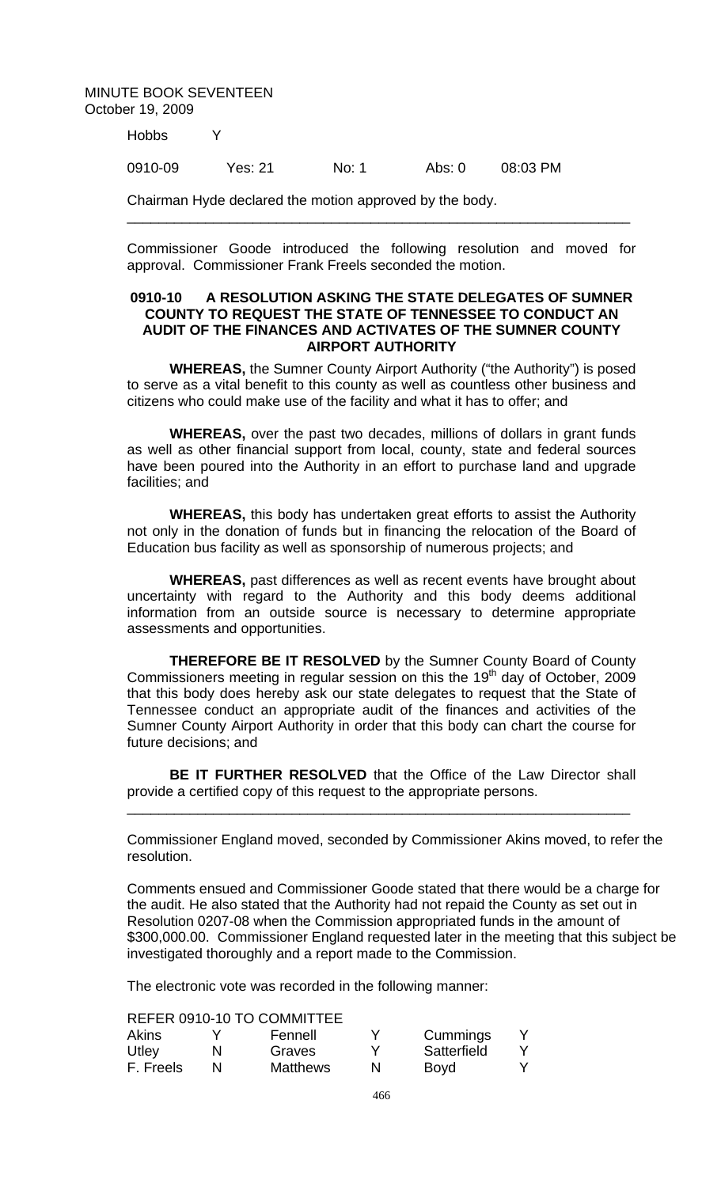Hobbs Y

| 0910-09 | Yes: 21 | No: 1 | Abs: 0 | 08:03 PM |
|---|---|---|---|---|

Chairman Hyde declared the motion approved by the body.

---

Commissioner Goode introduced the following resolution and moved for approval. Commissioner Frank Freels seconded the motion.

**0910-10 A RESOLUTION ASKING THE STATE DELEGATES OF SUMNER COUNTY TO REQUEST THE STATE OF TENNESSEE TO CONDUCT AN AUDIT OF THE FINANCES AND ACTIVATES OF THE SUMNER COUNTY AIRPORT AUTHORITY**

**WHEREAS,** the Sumner County Airport Authority ("the Authority") is posed to serve as a vital benefit to this county as well as countless other business and citizens who could make use of the facility and what it has to offer; and

**WHEREAS,** over the past two decades, millions of dollars in grant funds as well as other financial support from local, county, state and federal sources have been poured into the Authority in an effort to purchase land and upgrade facilities; and

**WHEREAS,** this body has undertaken great efforts to assist the Authority not only in the donation of funds but in financing the relocation of the Board of Education bus facility as well as sponsorship of numerous projects; and

**WHEREAS,** past differences as well as recent events have brought about uncertainty with regard to the Authority and this body deems additional information from an outside source is necessary to determine appropriate assessments and opportunities.

**THEREFORE BE IT RESOLVED** by the Sumner County Board of County Commissioners meeting in regular session on this the 19th day of October, 2009 that this body does hereby ask our state delegates to request that the State of Tennessee conduct an appropriate audit of the finances and activities of the Sumner County Airport Authority in order that this body can chart the course for future decisions; and

**BE IT FURTHER RESOLVED** that the Office of the Law Director shall provide a certified copy of this request to the appropriate persons.

---

Commissioner England moved, seconded by Commissioner Akins moved, to refer the resolution.

Comments ensued and Commissioner Goode stated that there would be a charge for the audit. He also stated that the Authority had not repaid the County as set out in Resolution 0207-08 when the Commission appropriated funds in the amount of $300,000.00. Commissioner England requested later in the meeting that this subject be investigated thoroughly and a report made to the Commission.

The electronic vote was recorded in the following manner:

REFER 0910-10 TO COMMITTEE

| | | | | | |
|---|---|---|---|---|---|
| Akins | Y | Fennell | Y | Cummings | Y |
| Utley | N | Graves | Y | Satterfield | Y |
| F. Freels | N | Matthews | N | Boyd | Y |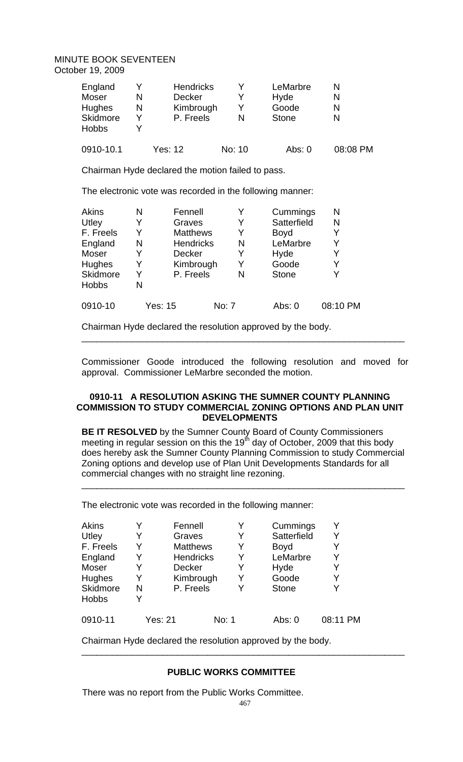| England | Y | Hendricks | Y | LeMarbre | N |
|---|---|---|---|---|---|
| Moser | N | Decker | Y | Hyde | N |
| Hughes | N | Kimbrough | Y | Goode | N |
| Skidmore | Y | P. Freels | N | Stone | N |
| Hobbs | Y | | | | |

| 0910-10.1 | Yes: 12 | No: 10 | Abs: 0 | 08:08 PM |
|---|---|---|---|---|

Chairman Hyde declared the motion failed to pass.

The electronic vote was recorded in the following manner:

| Akins | N | Fennell | Y | Cummings | N |
|---|---|---|---|---|---|
| Utley | Y | Graves | Y | Satterfield | N |
| F. Freels | Y | Matthews | Y | Boyd | Y |
| England | N | Hendricks | N | LeMarbre | Y |
| Moser | Y | Decker | Y | Hyde | Y |
| Hughes | Y | Kimbrough | Y | Goode | Y |
| Skidmore | Y | P. Freels | N | Stone | Y |
| Hobbs | N | | | | |

| 0910-10 | Yes: 15 | No: 7 | Abs: 0 | 08:10 PM |
|---|---|---|---|---|

Chairman Hyde declared the resolution approved by the body.

---

Commissioner Goode introduced the following resolution and moved for approval. Commissioner LeMarbre seconded the motion.

**0910-11 A RESOLUTION ASKING THE SUMNER COUNTY PLANNING COMMISSION TO STUDY COMMERCIAL ZONING OPTIONS AND PLAN UNIT DEVELOPMENTS**

**BE IT RESOLVED** by the Sumner County Board of County Commissioners meeting in regular session on this the 19th day of October, 2009 that this body does hereby ask the Sumner County Planning Commission to study Commercial Zoning options and develop use of Plan Unit Developments Standards for all commercial changes with no straight line rezoning.

---

The electronic vote was recorded in the following manner:

| Akins | Y | Fennell | Y | Cummings | Y |
|---|---|---|---|---|---|
| Utley | Y | Graves | Y | Satterfield | Y |
| F. Freels | Y | Matthews | Y | Boyd | Y |
| England | Y | Hendricks | Y | LeMarbre | Y |
| Moser | Y | Decker | Y | Hyde | Y |
| Hughes | Y | Kimbrough | Y | Goode | Y |
| Skidmore | N | P. Freels | Y | Stone | Y |
| Hobbs | Y | | | | |

| 0910-11 | Yes: 21 | No: 1 | Abs: 0 | 08:11 PM |
|---|---|---|---|---|

Chairman Hyde declared the resolution approved by the body.

---

## PUBLIC WORKS COMMITTEE

There was no report from the Public Works Committee.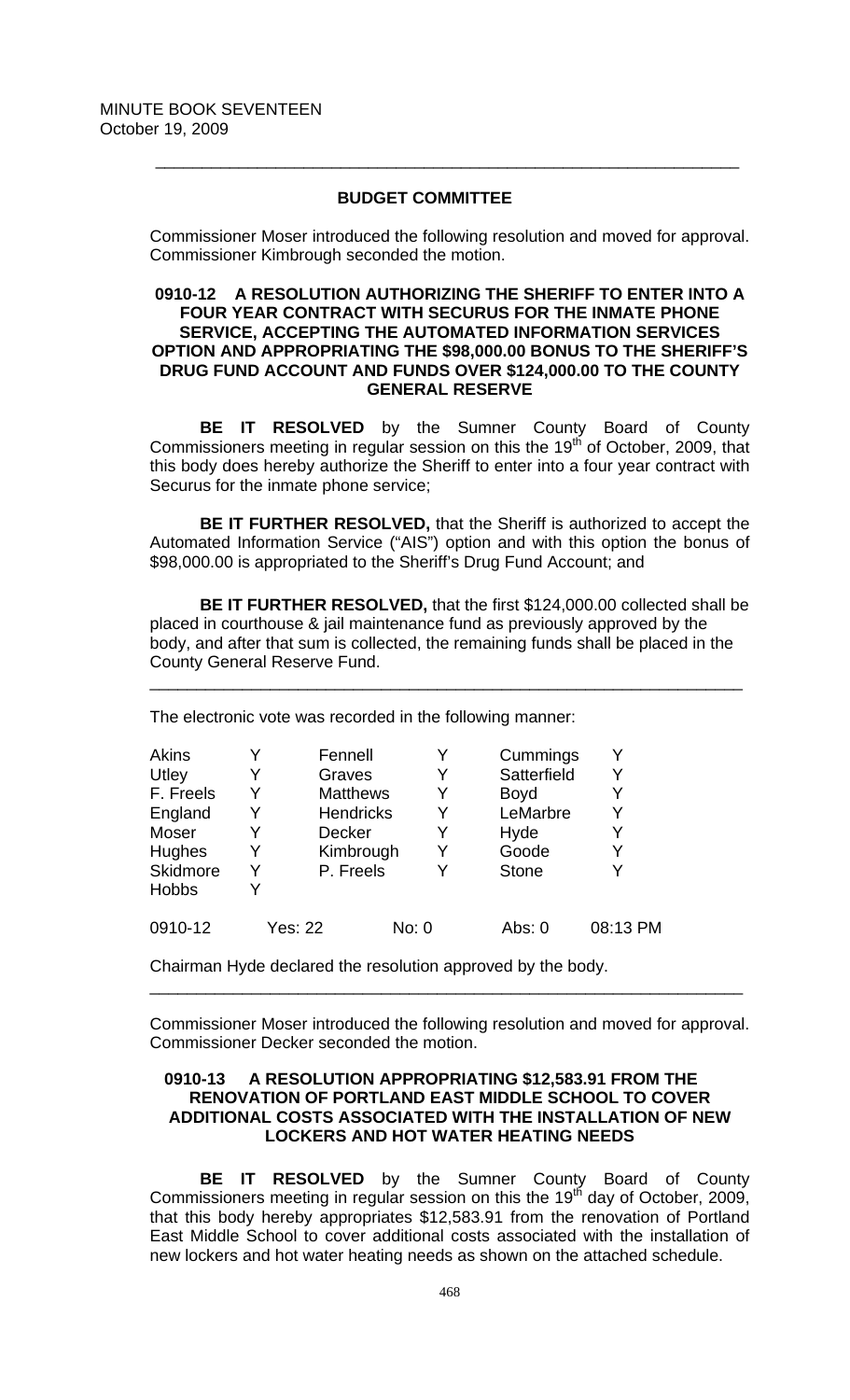MINUTE BOOK SEVENTEEN
October 19, 2009

---

**BUDGET COMMITTEE**

Commissioner Moser introduced the following resolution and moved for approval. Commissioner Kimbrough seconded the motion.

**0910-12 A RESOLUTION AUTHORIZING THE SHERIFF TO ENTER INTO A FOUR YEAR CONTRACT WITH SECURUS FOR THE INMATE PHONE SERVICE, ACCEPTING THE AUTOMATED INFORMATION SERVICES OPTION AND APPROPRIATING THE $98,000.00 BONUS TO THE SHERIFF'S DRUG FUND ACCOUNT AND FUNDS OVER $124,000.00 TO THE COUNTY GENERAL RESERVE**

**BE IT RESOLVED** by the Sumner County Board of County Commissioners meeting in regular session on this the 19th of October, 2009, that this body does hereby authorize the Sheriff to enter into a four year contract with Securus for the inmate phone service;

**BE IT FURTHER RESOLVED,** that the Sheriff is authorized to accept the Automated Information Service ("AIS") option and with this option the bonus of $98,000.00 is appropriated to the Sheriff's Drug Fund Account; and

**BE IT FURTHER RESOLVED,** that the first $124,000.00 collected shall be placed in courthouse & jail maintenance fund as previously approved by the body, and after that sum is collected, the remaining funds shall be placed in the County General Reserve Fund.

---

The electronic vote was recorded in the following manner:

| | | | | | |
|---|---|---|---|---|---|
| Akins | Y | Fennell | Y | Cummings | Y |
| Utley | Y | Graves | Y | Satterfield | Y |
| F. Freels | Y | Matthews | Y | Boyd | Y |
| England | Y | Hendricks | Y | LeMarbre | Y |
| Moser | Y | Decker | Y | Hyde | Y |
| Hughes | Y | Kimbrough | Y | Goode | Y |
| Skidmore | Y | P. Freels | Y | Stone | Y |
| Hobbs | Y | | | | |

0910-12 Yes: 22 No: 0 Abs: 0 08:13 PM

Chairman Hyde declared the resolution approved by the body.

---

Commissioner Moser introduced the following resolution and moved for approval. Commissioner Decker seconded the motion.

**0910-13 A RESOLUTION APPROPRIATING $12,583.91 FROM THE RENOVATION OF PORTLAND EAST MIDDLE SCHOOL TO COVER ADDITIONAL COSTS ASSOCIATED WITH THE INSTALLATION OF NEW LOCKERS AND HOT WATER HEATING NEEDS**

**BE IT RESOLVED** by the Sumner County Board of County Commissioners meeting in regular session on this the 19th day of October, 2009, that this body hereby appropriates $12,583.91 from the renovation of Portland East Middle School to cover additional costs associated with the installation of new lockers and hot water heating needs as shown on the attached schedule.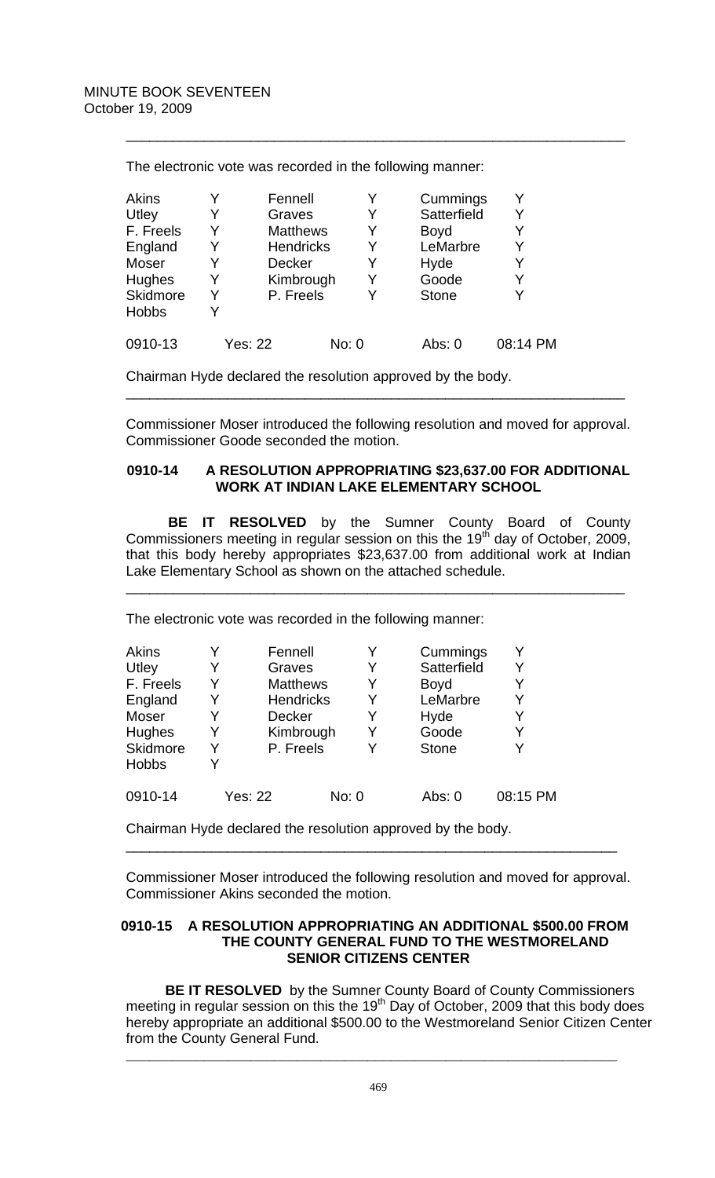The electronic vote was recorded in the following manner:

| | | | | | |
|---|---|---|---|---|---|
| Akins | Y | Fennell | Y | Cummings | Y |
| Utley | Y | Graves | Y | Satterfield | Y |
| F. Freels | Y | Matthews | Y | Boyd | Y |
| England | Y | Hendricks | Y | LeMarbre | Y |
| Moser | Y | Decker | Y | Hyde | Y |
| Hughes | Y | Kimbrough | Y | Goode | Y |
| Skidmore | Y | P. Freels | Y | Stone | Y |
| Hobbs | Y | | | | |

0910-13 Yes: 22 No: 0 Abs: 0 08:14 PM

Chairman Hyde declared the resolution approved by the body.

---

Commissioner Moser introduced the following resolution and moved for approval. Commissioner Goode seconded the motion.

**0910-14 A RESOLUTION APPROPRIATING $23,637.00 FOR ADDITIONAL WORK AT INDIAN LAKE ELEMENTARY SCHOOL**

**BE IT RESOLVED** by the Sumner County Board of County Commissioners meeting in regular session on this the 19th day of October, 2009, that this body hereby appropriates $23,637.00 from additional work at Indian Lake Elementary School as shown on the attached schedule.

---

The electronic vote was recorded in the following manner:

| | | | | | |
|---|---|---|---|---|---|
| Akins | Y | Fennell | Y | Cummings | Y |
| Utley | Y | Graves | Y | Satterfield | Y |
| F. Freels | Y | Matthews | Y | Boyd | Y |
| England | Y | Hendricks | Y | LeMarbre | Y |
| Moser | Y | Decker | Y | Hyde | Y |
| Hughes | Y | Kimbrough | Y | Goode | Y |
| Skidmore | Y | P. Freels | Y | Stone | Y |
| Hobbs | Y | | | | |

0910-14 Yes: 22 No: 0 Abs: 0 08:15 PM

Chairman Hyde declared the resolution approved by the body.

---

Commissioner Moser introduced the following resolution and moved for approval. Commissioner Akins seconded the motion.

**0910-15 A RESOLUTION APPROPRIATING AN ADDITIONAL $500.00 FROM THE COUNTY GENERAL FUND TO THE WESTMORELAND SENIOR CITIZENS CENTER**

**BE IT RESOLVED** by the Sumner County Board of County Commissioners meeting in regular session on this the 19th Day of October, 2009 that this body does hereby appropriate an additional $500.00 to the Westmoreland Senior Citizen Center from the County General Fund.

---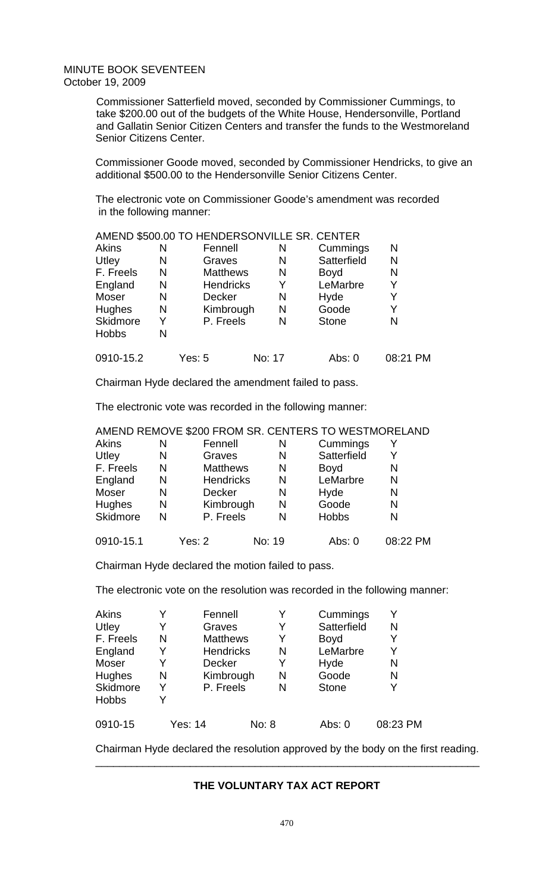MINUTE BOOK SEVENTEEN
October 19, 2009

Commissioner Satterfield moved, seconded by Commissioner Cummings, to take \$200.00 out of the budgets of the White House, Hendersonville, Portland and Gallatin Senior Citizen Centers and transfer the funds to the Westmoreland Senior Citizens Center.

Commissioner Goode moved, seconded by Commissioner Hendricks, to give an additional \$500.00 to the Hendersonville Senior Citizens Center.

The electronic vote on Commissioner Goode's amendment was recorded in the following manner:

AMEND \$500.00 TO HENDERSONVILLE SR. CENTER

| | | | | | |
|---|---|---|---|---|---|
| Akins | N | Fennell | N | Cummings | N |
| Utley | N | Graves | N | Satterfield | N |
| F. Freels | N | Matthews | N | Boyd | N |
| England | N | Hendricks | Y | LeMarbre | Y |
| Moser | N | Decker | N | Hyde | Y |
| Hughes | N | Kimbrough | N | Goode | Y |
| Skidmore | Y | P. Freels | N | Stone | N |
| Hobbs | N | | | | |

0910-15.2 Yes: 5 No: 17 Abs: 0 08:21 PM

Chairman Hyde declared the amendment failed to pass.

The electronic vote was recorded in the following manner:

AMEND REMOVE \$200 FROM SR. CENTERS TO WESTMORELAND

| | | | | | |
|---|---|---|---|---|---|
| Akins | N | Fennell | N | Cummings | Y |
| Utley | N | Graves | N | Satterfield | Y |
| F. Freels | N | Matthews | N | Boyd | N |
| England | N | Hendricks | N | LeMarbre | N |
| Moser | N | Decker | N | Hyde | N |
| Hughes | N | Kimbrough | N | Goode | N |
| Skidmore | N | P. Freels | N | Hobbs | N |

0910-15.1 Yes: 2 No: 19 Abs: 0 08:22 PM

Chairman Hyde declared the motion failed to pass.

The electronic vote on the resolution was recorded in the following manner:

| | | | | | |
|---|---|---|---|---|---|
| Akins | Y | Fennell | Y | Cummings | Y |
| Utley | Y | Graves | Y | Satterfield | N |
| F. Freels | N | Matthews | Y | Boyd | Y |
| England | Y | Hendricks | N | LeMarbre | Y |
| Moser | Y | Decker | Y | Hyde | N |
| Hughes | N | Kimbrough | N | Goode | N |
| Skidmore | Y | P. Freels | N | Stone | Y |
| Hobbs | Y | | | | |

0910-15 Yes: 14 No: 8 Abs: 0 08:23 PM

Chairman Hyde declared the resolution approved by the body on the first reading.

---

## THE VOLUNTARY TAX ACT REPORT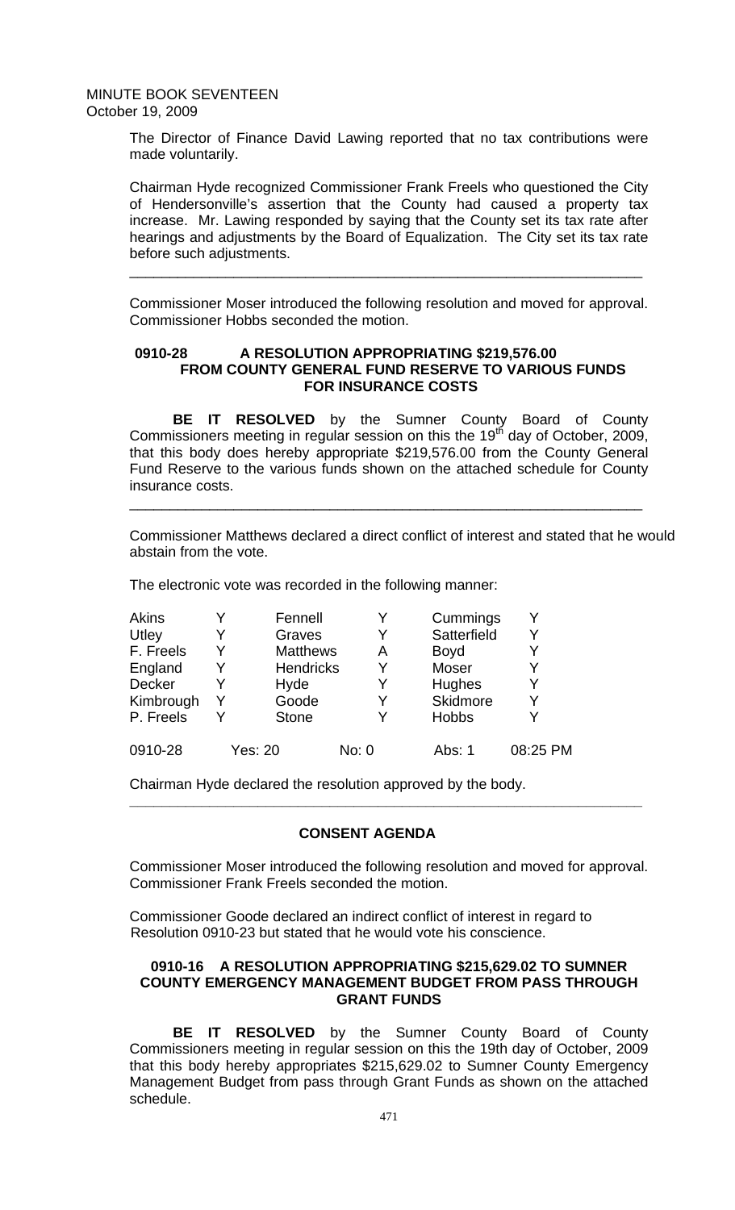The Director of Finance David Lawing reported that no tax contributions were made voluntarily.

Chairman Hyde recognized Commissioner Frank Freels who questioned the City of Hendersonville's assertion that the County had caused a property tax increase. Mr. Lawing responded by saying that the County set its tax rate after hearings and adjustments by the Board of Equalization. The City set its tax rate before such adjustments.

---

Commissioner Moser introduced the following resolution and moved for approval. Commissioner Hobbs seconded the motion.

**0910-28 A RESOLUTION APPROPRIATING \$219,576.00 FROM COUNTY GENERAL FUND RESERVE TO VARIOUS FUNDS FOR INSURANCE COSTS**

**BE IT RESOLVED** by the Sumner County Board of County Commissioners meeting in regular session on this the 19th day of October, 2009, that this body does hereby appropriate \$219,576.00 from the County General Fund Reserve to the various funds shown on the attached schedule for County insurance costs.

---

Commissioner Matthews declared a direct conflict of interest and stated that he would abstain from the vote.

The electronic vote was recorded in the following manner:

| | | | | | |
|---|---|---|---|---|---|
| Akins | Y | Fennell | Y | Cummings | Y |
| Utley | Y | Graves | Y | Satterfield | Y |
| F. Freels | Y | Matthews | A | Boyd | Y |
| England | Y | Hendricks | Y | Moser | Y |
| Decker | Y | Hyde | Y | Hughes | Y |
| Kimbrough | Y | Goode | Y | Skidmore | Y |
| P. Freels | Y | Stone | Y | Hobbs | Y |

0910-28 Yes: 20 No: 0 Abs: 1 08:25 PM

Chairman Hyde declared the resolution approved by the body.

---

## CONSENT AGENDA

Commissioner Moser introduced the following resolution and moved for approval. Commissioner Frank Freels seconded the motion.

Commissioner Goode declared an indirect conflict of interest in regard to Resolution 0910-23 but stated that he would vote his conscience.

**0910-16 A RESOLUTION APPROPRIATING \$215,629.02 TO SUMNER COUNTY EMERGENCY MANAGEMENT BUDGET FROM PASS THROUGH GRANT FUNDS**

**BE IT RESOLVED** by the Sumner County Board of County Commissioners meeting in regular session on this the 19th day of October, 2009 that this body hereby appropriates \$215,629.02 to Sumner County Emergency Management Budget from pass through Grant Funds as shown on the attached schedule.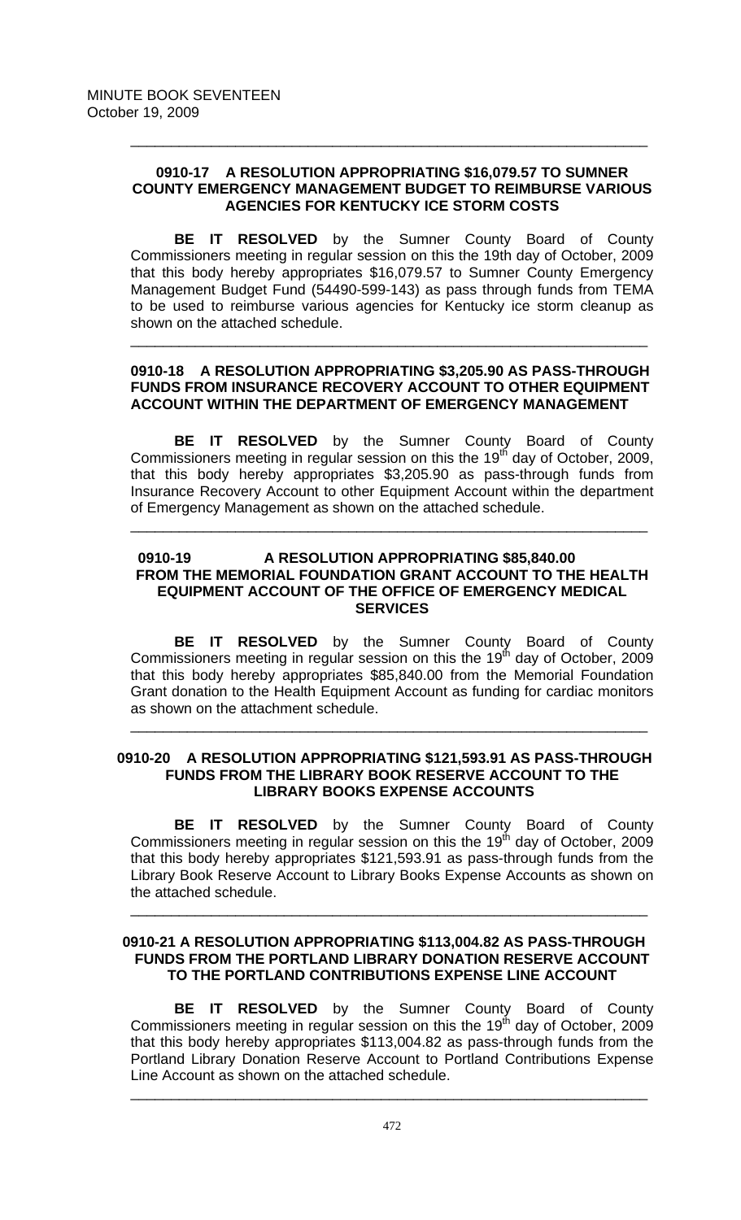MINUTE BOOK SEVENTEEN
October 19, 2009

---

**0910-17 A RESOLUTION APPROPRIATING $16,079.57 TO SUMNER COUNTY EMERGENCY MANAGEMENT BUDGET TO REIMBURSE VARIOUS AGENCIES FOR KENTUCKY ICE STORM COSTS**

**BE IT RESOLVED** by the Sumner County Board of County Commissioners meeting in regular session on this the 19th day of October, 2009 that this body hereby appropriates $16,079.57 to Sumner County Emergency Management Budget Fund (54490-599-143) as pass through funds from TEMA to be used to reimburse various agencies for Kentucky ice storm cleanup as shown on the attached schedule.

---

**0910-18 A RESOLUTION APPROPRIATING $3,205.90 AS PASS-THROUGH FUNDS FROM INSURANCE RECOVERY ACCOUNT TO OTHER EQUIPMENT ACCOUNT WITHIN THE DEPARTMENT OF EMERGENCY MANAGEMENT**

**BE IT RESOLVED** by the Sumner County Board of County Commissioners meeting in regular session on this the 19th day of October, 2009, that this body hereby appropriates $3,205.90 as pass-through funds from Insurance Recovery Account to other Equipment Account within the department of Emergency Management as shown on the attached schedule.

---

**0910-19 A RESOLUTION APPROPRIATING $85,840.00 FROM THE MEMORIAL FOUNDATION GRANT ACCOUNT TO THE HEALTH EQUIPMENT ACCOUNT OF THE OFFICE OF EMERGENCY MEDICAL SERVICES**

**BE IT RESOLVED** by the Sumner County Board of County Commissioners meeting in regular session on this the 19th day of October, 2009 that this body hereby appropriates $85,840.00 from the Memorial Foundation Grant donation to the Health Equipment Account as funding for cardiac monitors as shown on the attachment schedule.

---

**0910-20 A RESOLUTION APPROPRIATING $121,593.91 AS PASS-THROUGH FUNDS FROM THE LIBRARY BOOK RESERVE ACCOUNT TO THE LIBRARY BOOKS EXPENSE ACCOUNTS**

**BE IT RESOLVED** by the Sumner County Board of County Commissioners meeting in regular session on this the 19th day of October, 2009 that this body hereby appropriates $121,593.91 as pass-through funds from the Library Book Reserve Account to Library Books Expense Accounts as shown on the attached schedule.

---

**0910-21 A RESOLUTION APPROPRIATING $113,004.82 AS PASS-THROUGH FUNDS FROM THE PORTLAND LIBRARY DONATION RESERVE ACCOUNT TO THE PORTLAND CONTRIBUTIONS EXPENSE LINE ACCOUNT**

**BE IT RESOLVED** by the Sumner County Board of County Commissioners meeting in regular session on this the 19th day of October, 2009 that this body hereby appropriates $113,004.82 as pass-through funds from the Portland Library Donation Reserve Account to Portland Contributions Expense Line Account as shown on the attached schedule.

---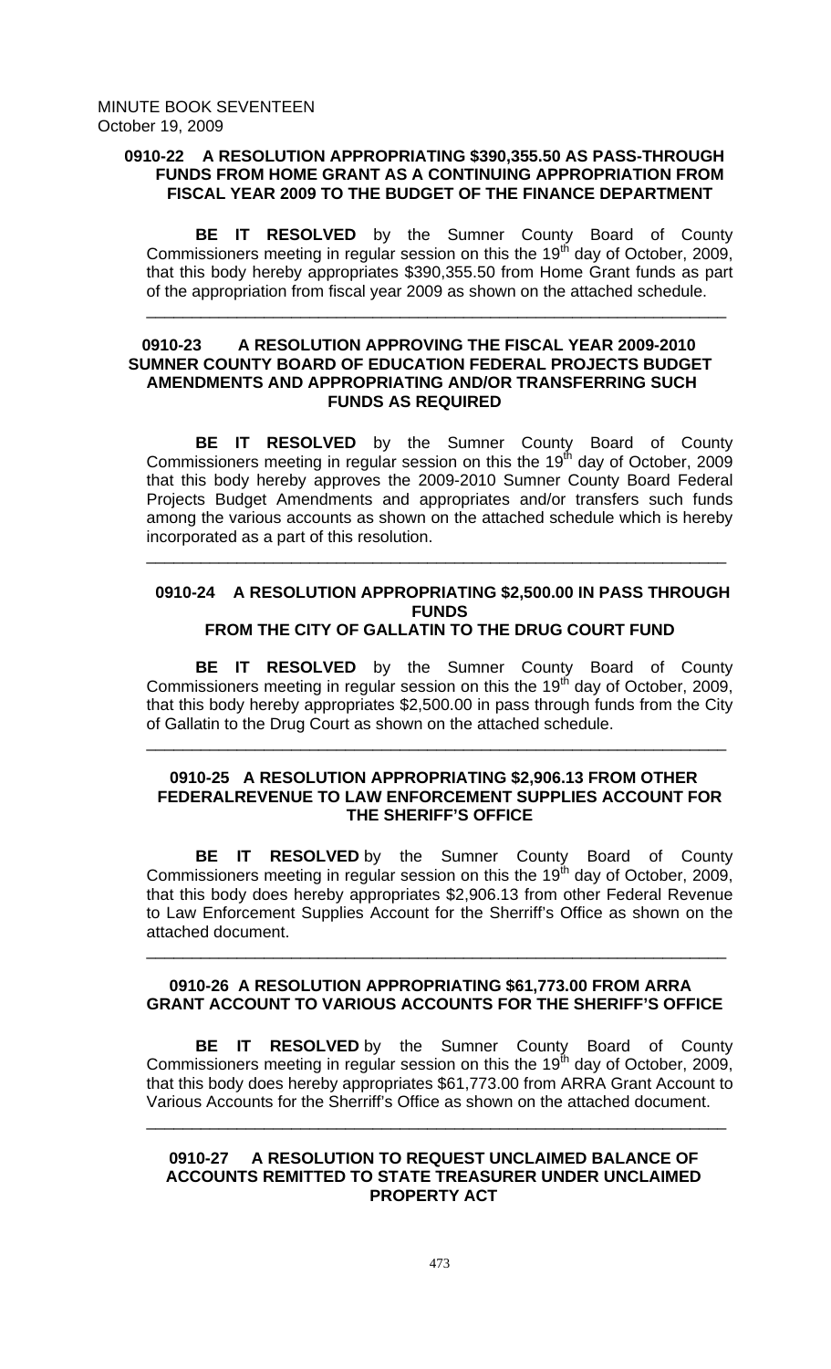MINUTE BOOK SEVENTEEN
October 19, 2009

### 0910-22 A RESOLUTION APPROPRIATING $390,355.50 AS PASS-THROUGH FUNDS FROM HOME GRANT AS A CONTINUING APPROPRIATION FROM FISCAL YEAR 2009 TO THE BUDGET OF THE FINANCE DEPARTMENT

**BE IT RESOLVED** by the Sumner County Board of County Commissioners meeting in regular session on this the 19th day of October, 2009, that this body hereby appropriates $390,355.50 from Home Grant funds as part of the appropriation from fiscal year 2009 as shown on the attached schedule.

---

### 0910-23 A RESOLUTION APPROVING THE FISCAL YEAR 2009-2010 SUMNER COUNTY BOARD OF EDUCATION FEDERAL PROJECTS BUDGET AMENDMENTS AND APPROPRIATING AND/OR TRANSFERRING SUCH FUNDS AS REQUIRED

**BE IT RESOLVED** by the Sumner County Board of County Commissioners meeting in regular session on this the 19th day of October, 2009 that this body hereby approves the 2009-2010 Sumner County Board Federal Projects Budget Amendments and appropriates and/or transfers such funds among the various accounts as shown on the attached schedule which is hereby incorporated as a part of this resolution.

---

### 0910-24 A RESOLUTION APPROPRIATING $2,500.00 IN PASS THROUGH FUNDS FROM THE CITY OF GALLATIN TO THE DRUG COURT FUND

**BE IT RESOLVED** by the Sumner County Board of County Commissioners meeting in regular session on this the 19th day of October, 2009, that this body hereby appropriates $2,500.00 in pass through funds from the City of Gallatin to the Drug Court as shown on the attached schedule.

---

### 0910-25 A RESOLUTION APPROPRIATING $2,906.13 FROM OTHER FEDERALREVENUE TO LAW ENFORCEMENT SUPPLIES ACCOUNT FOR THE SHERIFF'S OFFICE

**BE IT RESOLVED** by the Sumner County Board of County Commissioners meeting in regular session on this the 19th day of October, 2009, that this body does hereby appropriates $2,906.13 from other Federal Revenue to Law Enforcement Supplies Account for the Sherriff's Office as shown on the attached document.

---

### 0910-26 A RESOLUTION APPROPRIATING $61,773.00 FROM ARRA GRANT ACCOUNT TO VARIOUS ACCOUNTS FOR THE SHERIFF'S OFFICE

**BE IT RESOLVED** by the Sumner County Board of County Commissioners meeting in regular session on this the 19th day of October, 2009, that this body does hereby appropriates $61,773.00 from ARRA Grant Account to Various Accounts for the Sherriff's Office as shown on the attached document.

---

### 0910-27 A RESOLUTION TO REQUEST UNCLAIMED BALANCE OF ACCOUNTS REMITTED TO STATE TREASURER UNDER UNCLAIMED PROPERTY ACT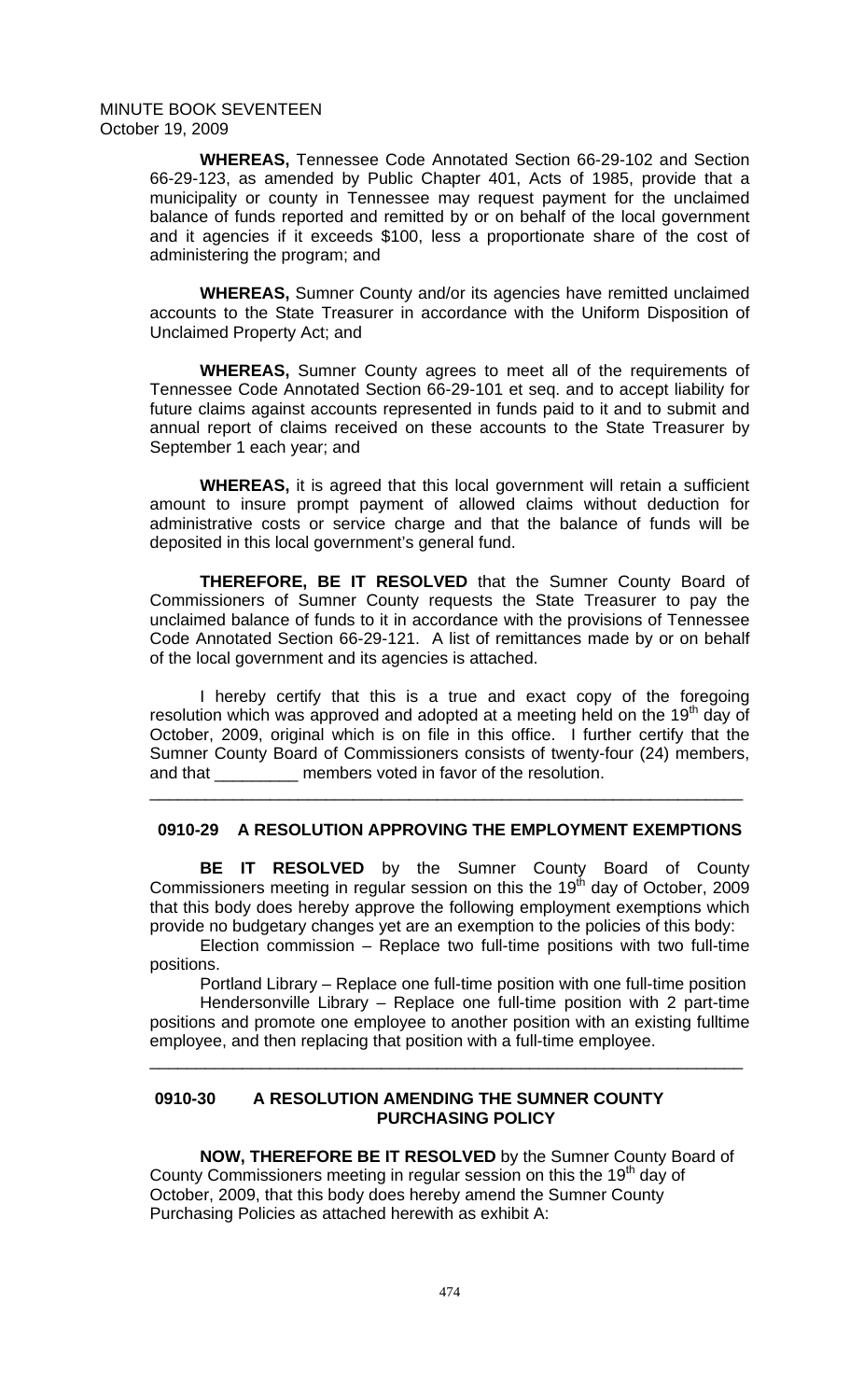**WHEREAS,** Tennessee Code Annotated Section 66-29-102 and Section 66-29-123, as amended by Public Chapter 401, Acts of 1985, provide that a municipality or county in Tennessee may request payment for the unclaimed balance of funds reported and remitted by or on behalf of the local government and it agencies if it exceeds $100, less a proportionate share of the cost of administering the program; and

**WHEREAS,** Sumner County and/or its agencies have remitted unclaimed accounts to the State Treasurer in accordance with the Uniform Disposition of Unclaimed Property Act; and

**WHEREAS,** Sumner County agrees to meet all of the requirements of Tennessee Code Annotated Section 66-29-101 et seq. and to accept liability for future claims against accounts represented in funds paid to it and to submit and annual report of claims received on these accounts to the State Treasurer by September 1 each year; and

**WHEREAS,** it is agreed that this local government will retain a sufficient amount to insure prompt payment of allowed claims without deduction for administrative costs or service charge and that the balance of funds will be deposited in this local government's general fund.

**THEREFORE, BE IT RESOLVED** that the Sumner County Board of Commissioners of Sumner County requests the State Treasurer to pay the unclaimed balance of funds to it in accordance with the provisions of Tennessee Code Annotated Section 66-29-121. A list of remittances made by or on behalf of the local government and its agencies is attached.

I hereby certify that this is a true and exact copy of the foregoing resolution which was approved and adopted at a meeting held on the 19th day of October, 2009, original which is on file in this office. I further certify that the Sumner County Board of Commissioners consists of twenty-four (24) members, and that _________ members voted in favor of the resolution.

---

## 0910-29 A RESOLUTION APPROVING THE EMPLOYMENT EXEMPTIONS

**BE IT RESOLVED** by the Sumner County Board of County Commissioners meeting in regular session on this the 19th day of October, 2009 that this body does hereby approve the following employment exemptions which provide no budgetary changes yet are an exemption to the policies of this body:

Election commission – Replace two full-time positions with two full-time positions.

Portland Library – Replace one full-time position with one full-time position

Hendersonville Library – Replace one full-time position with 2 part-time positions and promote one employee to another position with an existing fulltime employee, and then replacing that position with a full-time employee.

---

## 0910-30 A RESOLUTION AMENDING THE SUMNER COUNTY PURCHASING POLICY

**NOW, THEREFORE BE IT RESOLVED** by the Sumner County Board of County Commissioners meeting in regular session on this the 19th day of October, 2009, that this body does hereby amend the Sumner County Purchasing Policies as attached herewith as exhibit A: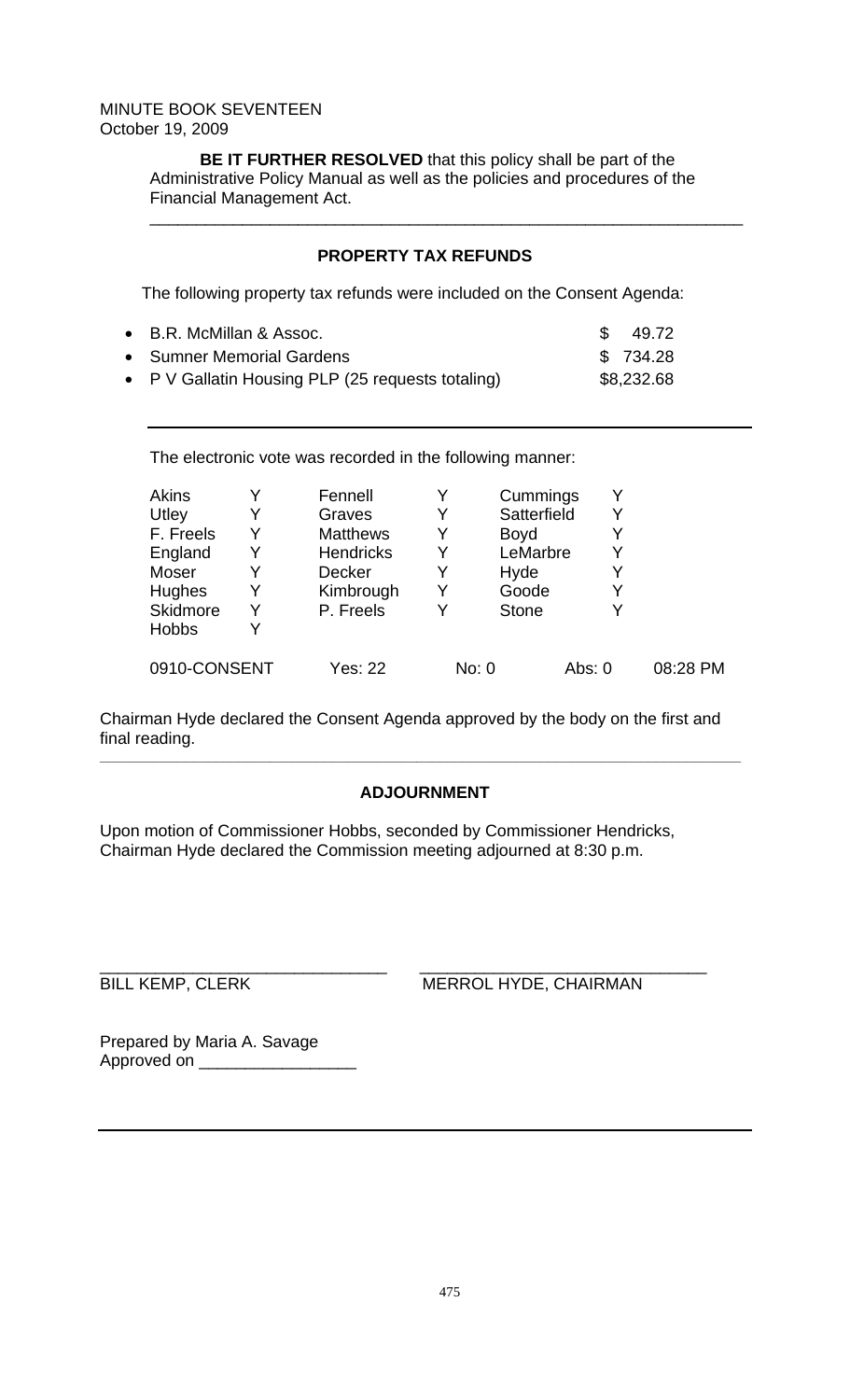MINUTE BOOK SEVENTEEN
October 19, 2009

**BE IT FURTHER RESOLVED** that this policy shall be part of the Administrative Policy Manual as well as the policies and procedures of the Financial Management Act.

---

### PROPERTY TAX REFUNDS

The following property tax refunds were included on the Consent Agenda:

| | |
|---|---|
| • B.R. McMillan & Assoc. | $ 49.72 |
| • Sumner Memorial Gardens | $ 734.28 |
| • P V Gallatin Housing PLP (25 requests totaling) | $8,232.68 |

---

The electronic vote was recorded in the following manner:

| | | | | | |
|---|---|---|---|---|---|
| Akins | Y | Fennell | Y | Cummings | Y |
| Utley | Y | Graves | Y | Satterfield | Y |
| F. Freels | Y | Matthews | Y | Boyd | Y |
| England | Y | Hendricks | Y | LeMarbre | Y |
| Moser | Y | Decker | Y | Hyde | Y |
| Hughes | Y | Kimbrough | Y | Goode | Y |
| Skidmore | Y | P. Freels | Y | Stone | Y |
| Hobbs | Y | | | | |

0910-CONSENT Yes: 22 No: 0 Abs: 0 08:28 PM

Chairman Hyde declared the Consent Agenda approved by the body on the first and final reading.

---

### ADJOURNMENT

Upon motion of Commissioner Hobbs, seconded by Commissioner Hendricks, Chairman Hyde declared the Commission meeting adjourned at 8:30 p.m.

_______________________________ _______________________________
BILL KEMP, CLERK MERROL HYDE, CHAIRMAN

Prepared by Maria A. Savage
Approved on _________________